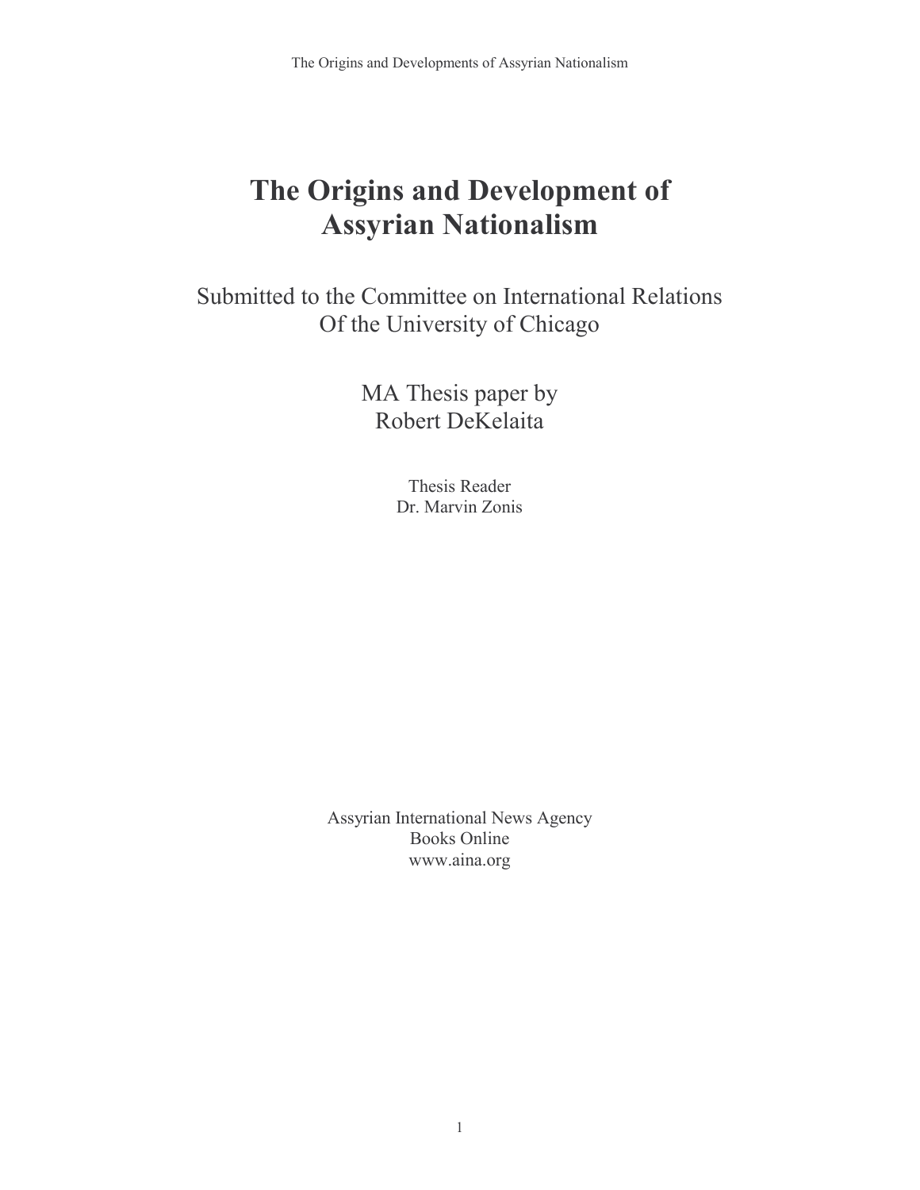# The Origins and Development of Assyrian Nationalism

Submitted to the Committee on International Relations
Of the University of Chicago

MA Thesis paper by
Robert DeKelaita

Thesis Reader
Dr. Marvin Zonis

Assyrian International News Agency
Books Online
www.aina.org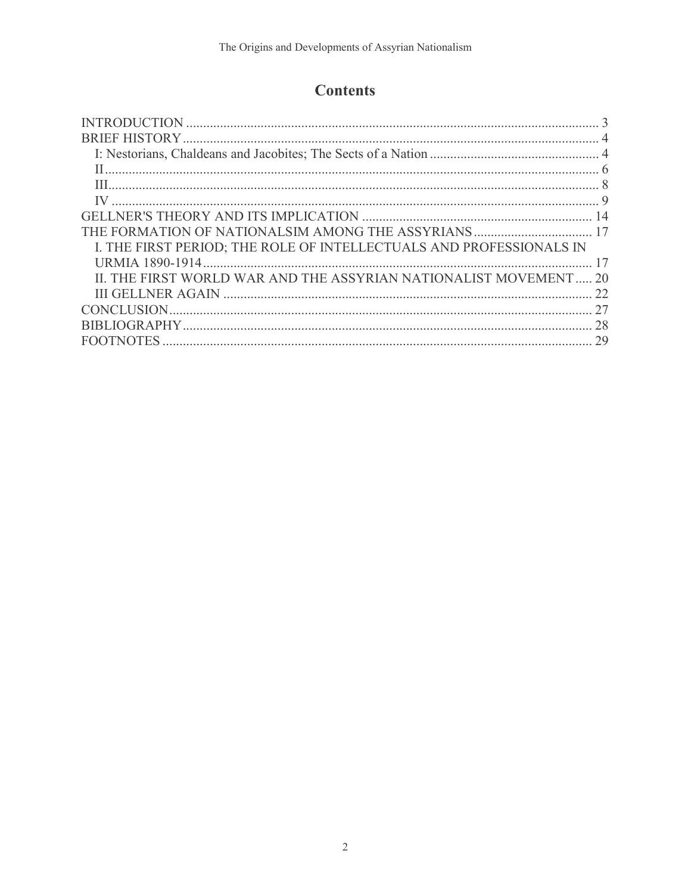# Contents

INTRODUCTION ........................................................................................................................ 3
BRIEF HISTORY ....................................................................................................................... 4
    I: Nestorians, Chaldeans and Jacobites; The Sects of a Nation ................................................. 4
    II ........................................................................................................................................ 6
    III ....................................................................................................................................... 8
    IV ....................................................................................................................................... 9
GELLNER'S THEORY AND ITS IMPLICATION ................................................................... 14
THE FORMATION OF NATIONALSIM AMONG THE ASSYRIANS ................................... 17
    I. THE FIRST PERIOD; THE ROLE OF INTELLECTUALS AND PROFESSIONALS IN URMIA 1890-1914 ....................................................................................................... 17
    II. THE FIRST WORLD WAR AND THE ASSYRIAN NATIONALIST MOVEMENT ..... 20
    III GELLNER AGAIN ......................................................................................................... 22
CONCLUSION ......................................................................................................................... 27
BIBLIOGRAPHY ...................................................................................................................... 28
FOOTNOTES ........................................................................................................................... 29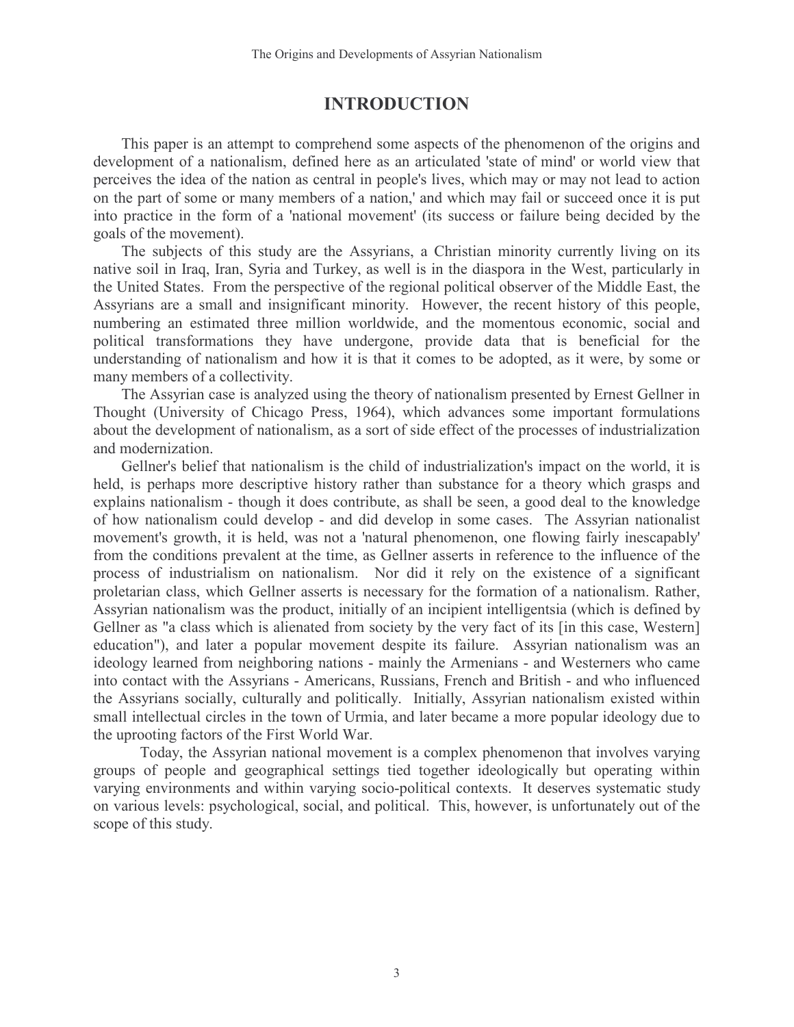# INTRODUCTION

This paper is an attempt to comprehend some aspects of the phenomenon of the origins and development of a nationalism, defined here as an articulated 'state of mind' or world view that perceives the idea of the nation as central in people's lives, which may or may not lead to action on the part of some or many members of a nation,' and which may fail or succeed once it is put into practice in the form of a 'national movement' (its success or failure being decided by the goals of the movement).

The subjects of this study are the Assyrians, a Christian minority currently living on its native soil in Iraq, Iran, Syria and Turkey, as well is in the diaspora in the West, particularly in the United States. From the perspective of the regional political observer of the Middle East, the Assyrians are a small and insignificant minority. However, the recent history of this people, numbering an estimated three million worldwide, and the momentous economic, social and political transformations they have undergone, provide data that is beneficial for the understanding of nationalism and how it is that it comes to be adopted, as it were, by some or many members of a collectivity.

The Assyrian case is analyzed using the theory of nationalism presented by Ernest Gellner in Thought (University of Chicago Press, 1964), which advances some important formulations about the development of nationalism, as a sort of side effect of the processes of industrialization and modernization.

Gellner's belief that nationalism is the child of industrialization's impact on the world, it is held, is perhaps more descriptive history rather than substance for a theory which grasps and explains nationalism - though it does contribute, as shall be seen, a good deal to the knowledge of how nationalism could develop - and did develop in some cases. The Assyrian nationalist movement's growth, it is held, was not a 'natural phenomenon, one flowing fairly inescapably' from the conditions prevalent at the time, as Gellner asserts in reference to the influence of the process of industrialism on nationalism. Nor did it rely on the existence of a significant proletarian class, which Gellner asserts is necessary for the formation of a nationalism. Rather, Assyrian nationalism was the product, initially of an incipient intelligentsia (which is defined by Gellner as "a class which is alienated from society by the very fact of its [in this case, Western] education"), and later a popular movement despite its failure. Assyrian nationalism was an ideology learned from neighboring nations - mainly the Armenians - and Westerners who came into contact with the Assyrians - Americans, Russians, French and British - and who influenced the Assyrians socially, culturally and politically. Initially, Assyrian nationalism existed within small intellectual circles in the town of Urmia, and later became a more popular ideology due to the uprooting factors of the First World War.

Today, the Assyrian national movement is a complex phenomenon that involves varying groups of people and geographical settings tied together ideologically but operating within varying environments and within varying socio-political contexts. It deserves systematic study on various levels: psychological, social, and political. This, however, is unfortunately out of the scope of this study.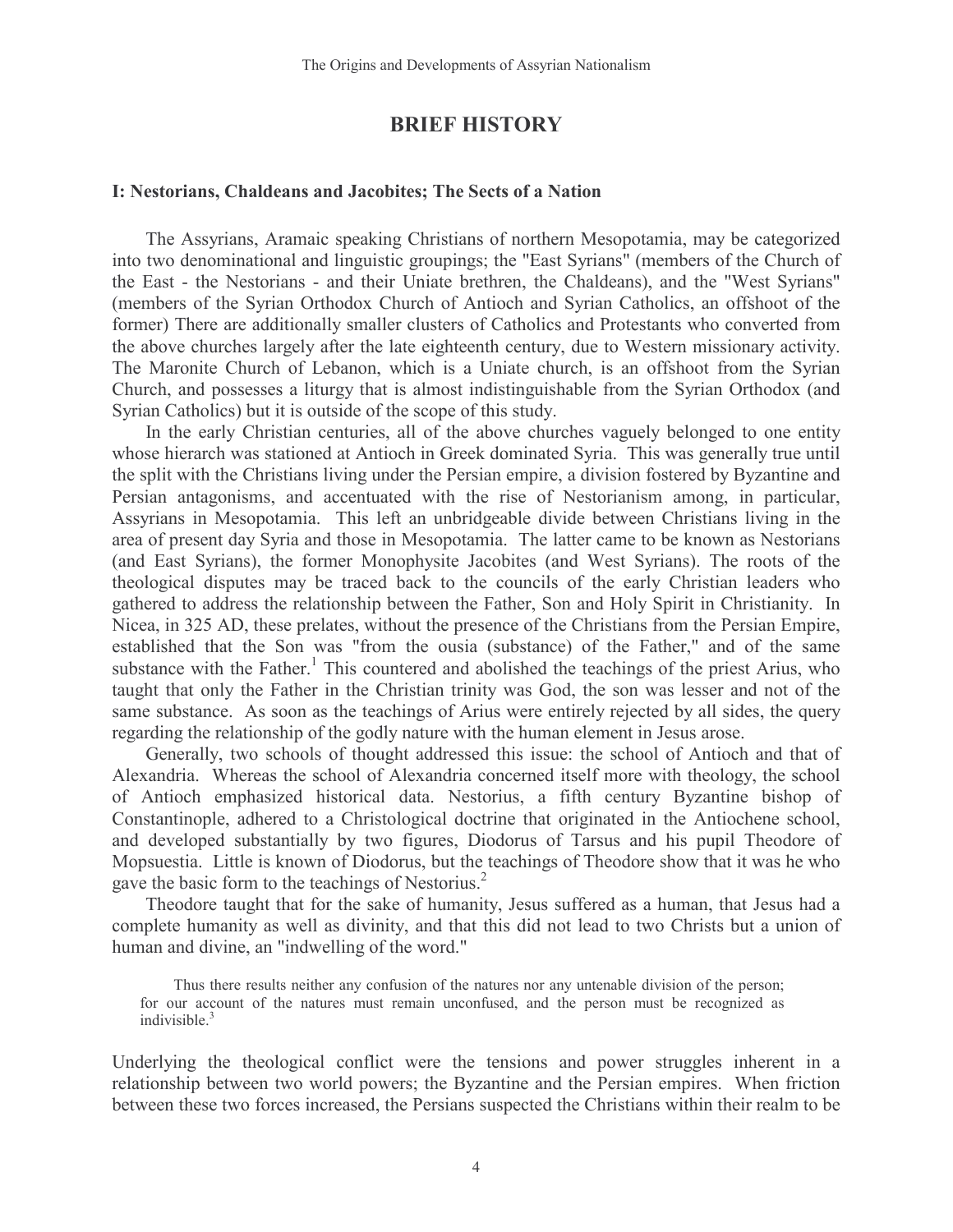# BRIEF HISTORY

### I: Nestorians, Chaldeans and Jacobites; The Sects of a Nation

The Assyrians, Aramaic speaking Christians of northern Mesopotamia, may be categorized into two denominational and linguistic groupings; the "East Syrians" (members of the Church of the East - the Nestorians - and their Uniate brethren, the Chaldeans), and the "West Syrians" (members of the Syrian Orthodox Church of Antioch and Syrian Catholics, an offshoot of the former) There are additionally smaller clusters of Catholics and Protestants who converted from the above churches largely after the late eighteenth century, due to Western missionary activity. The Maronite Church of Lebanon, which is a Uniate church, is an offshoot from the Syrian Church, and possesses a liturgy that is almost indistinguishable from the Syrian Orthodox (and Syrian Catholics) but it is outside of the scope of this study.

In the early Christian centuries, all of the above churches vaguely belonged to one entity whose hierarch was stationed at Antioch in Greek dominated Syria. This was generally true until the split with the Christians living under the Persian empire, a division fostered by Byzantine and Persian antagonisms, and accentuated with the rise of Nestorianism among, in particular, Assyrians in Mesopotamia. This left an unbridgeable divide between Christians living in the area of present day Syria and those in Mesopotamia. The latter came to be known as Nestorians (and East Syrians), the former Monophysite Jacobites (and West Syrians). The roots of the theological disputes may be traced back to the councils of the early Christian leaders who gathered to address the relationship between the Father, Son and Holy Spirit in Christianity. In Nicea, in 325 AD, these prelates, without the presence of the Christians from the Persian Empire, established that the Son was "from the ousia (substance) of the Father," and of the same substance with the Father.[1] This countered and abolished the teachings of the priest Arius, who taught that only the Father in the Christian trinity was God, the son was lesser and not of the same substance. As soon as the teachings of Arius were entirely rejected by all sides, the query regarding the relationship of the godly nature with the human element in Jesus arose.

Generally, two schools of thought addressed this issue: the school of Antioch and that of Alexandria. Whereas the school of Alexandria concerned itself more with theology, the school of Antioch emphasized historical data. Nestorius, a fifth century Byzantine bishop of Constantinople, adhered to a Christological doctrine that originated in the Antiochene school, and developed substantially by two figures, Diodorus of Tarsus and his pupil Theodore of Mopsuestia. Little is known of Diodorus, but the teachings of Theodore show that it was he who gave the basic form to the teachings of Nestorius.[2]

Theodore taught that for the sake of humanity, Jesus suffered as a human, that Jesus had a complete humanity as well as divinity, and that this did not lead to two Christs but a union of human and divine, an "indwelling of the word."

> Thus there results neither any confusion of the natures nor any untenable division of the person; for our account of the natures must remain unconfused, and the person must be recognized as indivisible.[3]

Underlying the theological conflict were the tensions and power struggles inherent in a relationship between two world powers; the Byzantine and the Persian empires. When friction between these two forces increased, the Persians suspected the Christians within their realm to be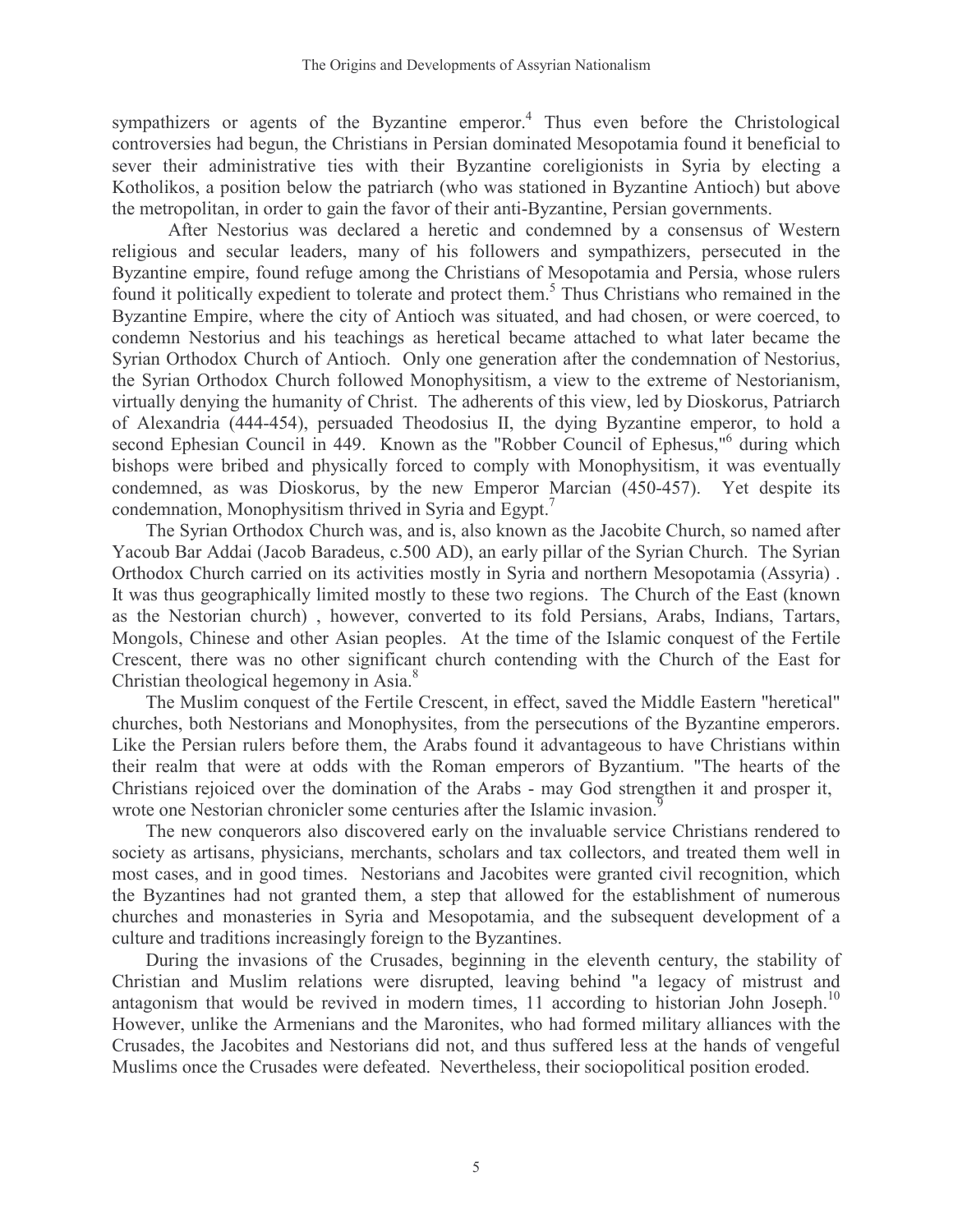sympathizers or agents of the Byzantine emperor.[4] Thus even before the Christological controversies had begun, the Christians in Persian dominated Mesopotamia found it beneficial to sever their administrative ties with their Byzantine coreligionists in Syria by electing a Kotholikos, a position below the patriarch (who was stationed in Byzantine Antioch) but above the metropolitan, in order to gain the favor of their anti-Byzantine, Persian governments.

After Nestorius was declared a heretic and condemned by a consensus of Western religious and secular leaders, many of his followers and sympathizers, persecuted in the Byzantine empire, found refuge among the Christians of Mesopotamia and Persia, whose rulers found it politically expedient to tolerate and protect them.[5] Thus Christians who remained in the Byzantine Empire, where the city of Antioch was situated, and had chosen, or were coerced, to condemn Nestorius and his teachings as heretical became attached to what later became the Syrian Orthodox Church of Antioch. Only one generation after the condemnation of Nestorius, the Syrian Orthodox Church followed Monophysitism, a view to the extreme of Nestorianism, virtually denying the humanity of Christ. The adherents of this view, led by Dioskorus, Patriarch of Alexandria (444-454), persuaded Theodosius II, the dying Byzantine emperor, to hold a second Ephesian Council in 449. Known as the "Robber Council of Ephesus,"[6] during which bishops were bribed and physically forced to comply with Monophysitism, it was eventually condemned, as was Dioskorus, by the new Emperor Marcian (450-457). Yet despite its condemnation, Monophysitism thrived in Syria and Egypt.[7]

The Syrian Orthodox Church was, and is, also known as the Jacobite Church, so named after Yacoub Bar Addai (Jacob Baradeus, c.500 AD), an early pillar of the Syrian Church. The Syrian Orthodox Church carried on its activities mostly in Syria and northern Mesopotamia (Assyria) . It was thus geographically limited mostly to these two regions. The Church of the East (known as the Nestorian church) , however, converted to its fold Persians, Arabs, Indians, Tartars, Mongols, Chinese and other Asian peoples. At the time of the Islamic conquest of the Fertile Crescent, there was no other significant church contending with the Church of the East for Christian theological hegemony in Asia.[8]

The Muslim conquest of the Fertile Crescent, in effect, saved the Middle Eastern "heretical" churches, both Nestorians and Monophysites, from the persecutions of the Byzantine emperors. Like the Persian rulers before them, the Arabs found it advantageous to have Christians within their realm that were at odds with the Roman emperors of Byzantium. "The hearts of the Christians rejoiced over the domination of the Arabs - may God strengthen it and prosper it, wrote one Nestorian chronicler some centuries after the Islamic invasion.[9]

The new conquerors also discovered early on the invaluable service Christians rendered to society as artisans, physicians, merchants, scholars and tax collectors, and treated them well in most cases, and in good times. Nestorians and Jacobites were granted civil recognition, which the Byzantines had not granted them, a step that allowed for the establishment of numerous churches and monasteries in Syria and Mesopotamia, and the subsequent development of a culture and traditions increasingly foreign to the Byzantines.

During the invasions of the Crusades, beginning in the eleventh century, the stability of Christian and Muslim relations were disrupted, leaving behind "a legacy of mistrust and antagonism that would be revived in modern times, 11 according to historian John Joseph.[10] However, unlike the Armenians and the Maronites, who had formed military alliances with the Crusades, the Jacobites and Nestorians did not, and thus suffered less at the hands of vengeful Muslims once the Crusades were defeated. Nevertheless, their sociopolitical position eroded.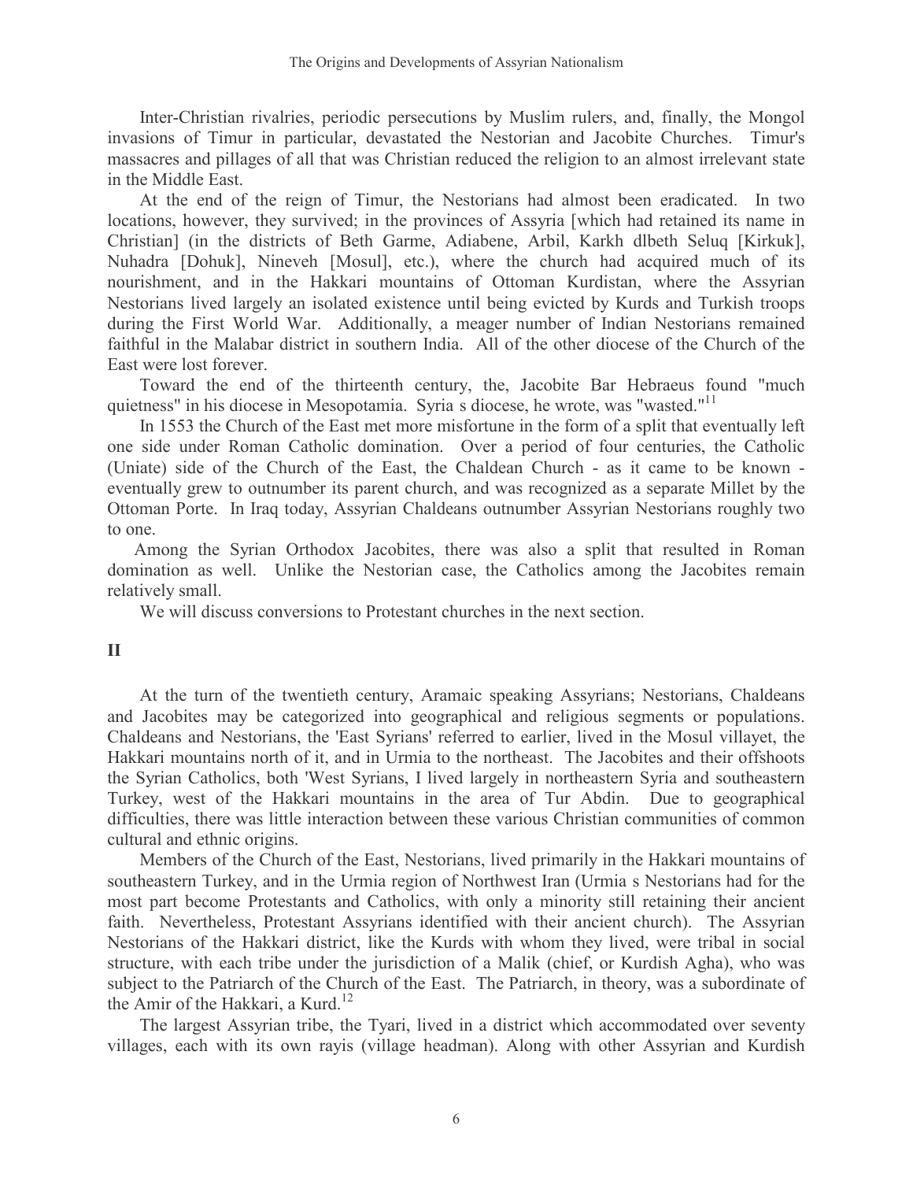Inter-Christian rivalries, periodic persecutions by Muslim rulers, and, finally, the Mongol invasions of Timur in particular, devastated the Nestorian and Jacobite Churches. Timur's massacres and pillages of all that was Christian reduced the religion to an almost irrelevant state in the Middle East.

At the end of the reign of Timur, the Nestorians had almost been eradicated. In two locations, however, they survived; in the provinces of Assyria [which had retained its name in Christian] (in the districts of Beth Garme, Adiabene, Arbil, Karkh dlbeth Seluq [Kirkuk], Nuhadra [Dohuk], Nineveh [Mosul], etc.), where the church had acquired much of its nourishment, and in the Hakkari mountains of Ottoman Kurdistan, where the Assyrian Nestorians lived largely an isolated existence until being evicted by Kurds and Turkish troops during the First World War. Additionally, a meager number of Indian Nestorians remained faithful in the Malabar district in southern India. All of the other diocese of the Church of the East were lost forever.

Toward the end of the thirteenth century, the, Jacobite Bar Hebraeus found "much quietness" in his diocese in Mesopotamia. Syria s diocese, he wrote, was "wasted."[11]

In 1553 the Church of the East met more misfortune in the form of a split that eventually left one side under Roman Catholic domination. Over a period of four centuries, the Catholic (Uniate) side of the Church of the East, the Chaldean Church - as it came to be known - eventually grew to outnumber its parent church, and was recognized as a separate Millet by the Ottoman Porte. In Iraq today, Assyrian Chaldeans outnumber Assyrian Nestorians roughly two to one.

Among the Syrian Orthodox Jacobites, there was also a split that resulted in Roman domination as well. Unlike the Nestorian case, the Catholics among the Jacobites remain relatively small.

We will discuss conversions to Protestant churches in the next section.

## II

At the turn of the twentieth century, Aramaic speaking Assyrians; Nestorians, Chaldeans and Jacobites may be categorized into geographical and religious segments or populations. Chaldeans and Nestorians, the 'East Syrians' referred to earlier, lived in the Mosul villayet, the Hakkari mountains north of it, and in Urmia to the northeast. The Jacobites and their offshoots the Syrian Catholics, both 'West Syrians, I lived largely in northeastern Syria and southeastern Turkey, west of the Hakkari mountains in the area of Tur Abdin. Due to geographical difficulties, there was little interaction between these various Christian communities of common cultural and ethnic origins.

Members of the Church of the East, Nestorians, lived primarily in the Hakkari mountains of southeastern Turkey, and in the Urmia region of Northwest Iran (Urmia s Nestorians had for the most part become Protestants and Catholics, with only a minority still retaining their ancient faith. Nevertheless, Protestant Assyrians identified with their ancient church). The Assyrian Nestorians of the Hakkari district, like the Kurds with whom they lived, were tribal in social structure, with each tribe under the jurisdiction of a Malik (chief, or Kurdish Agha), who was subject to the Patriarch of the Church of the East. The Patriarch, in theory, was a subordinate of the Amir of the Hakkari, a Kurd.[12]

The largest Assyrian tribe, the Tyari, lived in a district which accommodated over seventy villages, each with its own rayis (village headman). Along with other Assyrian and Kurdish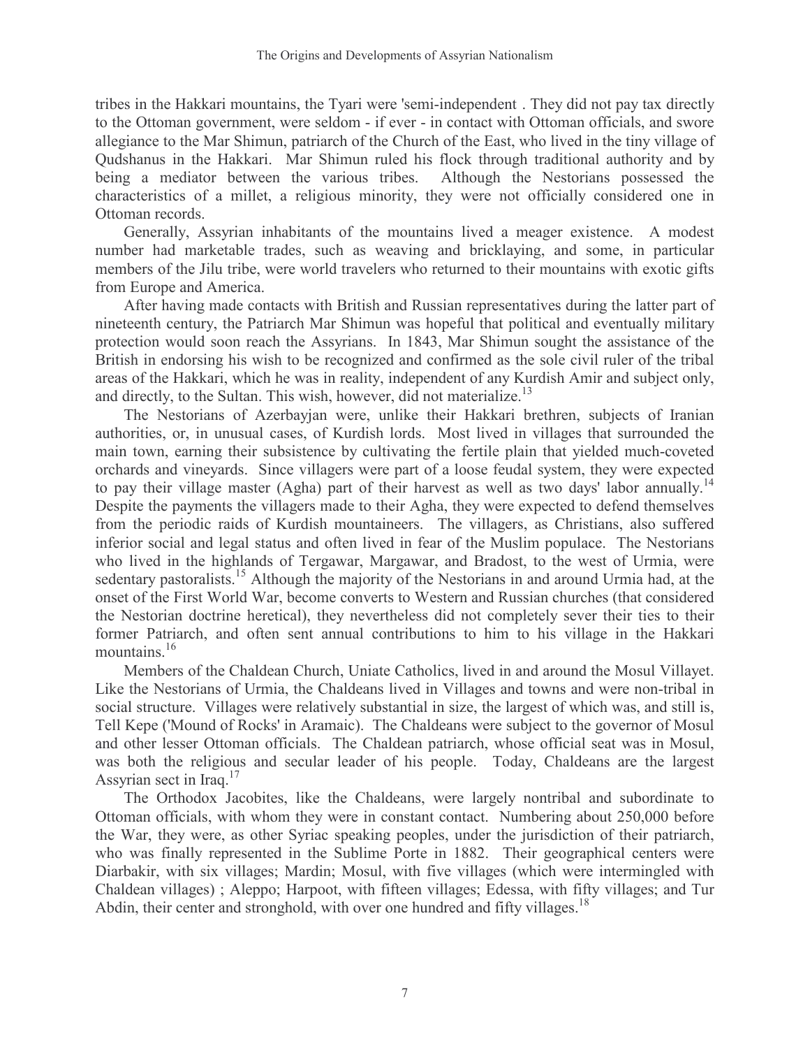tribes in the Hakkari mountains, the Tyari were 'semi-independent . They did not pay tax directly to the Ottoman government, were seldom - if ever - in contact with Ottoman officials, and swore allegiance to the Mar Shimun, patriarch of the Church of the East, who lived in the tiny village of Qudshanus in the Hakkari. Mar Shimun ruled his flock through traditional authority and by being a mediator between the various tribes. Although the Nestorians possessed the characteristics of a millet, a religious minority, they were not officially considered one in Ottoman records.

Generally, Assyrian inhabitants of the mountains lived a meager existence. A modest number had marketable trades, such as weaving and bricklaying, and some, in particular members of the Jilu tribe, were world travelers who returned to their mountains with exotic gifts from Europe and America.

After having made contacts with British and Russian representatives during the latter part of nineteenth century, the Patriarch Mar Shimun was hopeful that political and eventually military protection would soon reach the Assyrians. In 1843, Mar Shimun sought the assistance of the British in endorsing his wish to be recognized and confirmed as the sole civil ruler of the tribal areas of the Hakkari, which he was in reality, independent of any Kurdish Amir and subject only, and directly, to the Sultan. This wish, however, did not materialize.[13]

The Nestorians of Azerbayjan were, unlike their Hakkari brethren, subjects of Iranian authorities, or, in unusual cases, of Kurdish lords. Most lived in villages that surrounded the main town, earning their subsistence by cultivating the fertile plain that yielded much-coveted orchards and vineyards. Since villagers were part of a loose feudal system, they were expected to pay their village master (Agha) part of their harvest as well as two days' labor annually.[14] Despite the payments the villagers made to their Agha, they were expected to defend themselves from the periodic raids of Kurdish mountaineers. The villagers, as Christians, also suffered inferior social and legal status and often lived in fear of the Muslim populace. The Nestorians who lived in the highlands of Tergawar, Margawar, and Bradost, to the west of Urmia, were sedentary pastoralists.[15] Although the majority of the Nestorians in and around Urmia had, at the onset of the First World War, become converts to Western and Russian churches (that considered the Nestorian doctrine heretical), they nevertheless did not completely sever their ties to their former Patriarch, and often sent annual contributions to him to his village in the Hakkari mountains.[16]

Members of the Chaldean Church, Uniate Catholics, lived in and around the Mosul Villayet. Like the Nestorians of Urmia, the Chaldeans lived in Villages and towns and were non-tribal in social structure. Villages were relatively substantial in size, the largest of which was, and still is, Tell Kepe ('Mound of Rocks' in Aramaic). The Chaldeans were subject to the governor of Mosul and other lesser Ottoman officials. The Chaldean patriarch, whose official seat was in Mosul, was both the religious and secular leader of his people. Today, Chaldeans are the largest Assyrian sect in Iraq.[17]

The Orthodox Jacobites, like the Chaldeans, were largely nontribal and subordinate to Ottoman officials, with whom they were in constant contact. Numbering about 250,000 before the War, they were, as other Syriac speaking peoples, under the jurisdiction of their patriarch, who was finally represented in the Sublime Porte in 1882. Their geographical centers were Diarbakir, with six villages; Mardin; Mosul, with five villages (which were intermingled with Chaldean villages) ; Aleppo; Harpoot, with fifteen villages; Edessa, with fifty villages; and Tur Abdin, their center and stronghold, with over one hundred and fifty villages.[18]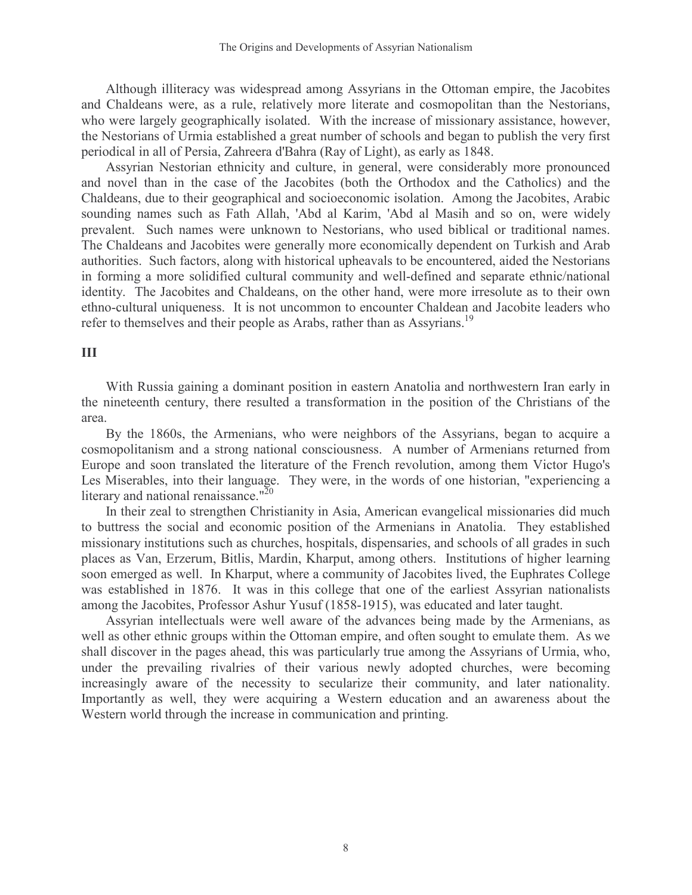Although illiteracy was widespread among Assyrians in the Ottoman empire, the Jacobites and Chaldeans were, as a rule, relatively more literate and cosmopolitan than the Nestorians, who were largely geographically isolated. With the increase of missionary assistance, however, the Nestorians of Urmia established a great number of schools and began to publish the very first periodical in all of Persia, Zahreera d'Bahra (Ray of Light), as early as 1848.

Assyrian Nestorian ethnicity and culture, in general, were considerably more pronounced and novel than in the case of the Jacobites (both the Orthodox and the Catholics) and the Chaldeans, due to their geographical and socioeconomic isolation. Among the Jacobites, Arabic sounding names such as Fath Allah, 'Abd al Karim, 'Abd al Masih and so on, were widely prevalent. Such names were unknown to Nestorians, who used biblical or traditional names. The Chaldeans and Jacobites were generally more economically dependent on Turkish and Arab authorities. Such factors, along with historical upheavals to be encountered, aided the Nestorians in forming a more solidified cultural community and well-defined and separate ethnic/national identity. The Jacobites and Chaldeans, on the other hand, were more irresolute as to their own ethno-cultural uniqueness. It is not uncommon to encounter Chaldean and Jacobite leaders who refer to themselves and their people as Arabs, rather than as Assyrians.[19]

**III**

With Russia gaining a dominant position in eastern Anatolia and northwestern Iran early in the nineteenth century, there resulted a transformation in the position of the Christians of the area.

By the 1860s, the Armenians, who were neighbors of the Assyrians, began to acquire a cosmopolitanism and a strong national consciousness. A number of Armenians returned from Europe and soon translated the literature of the French revolution, among them Victor Hugo's Les Miserables, into their language. They were, in the words of one historian, "experiencing a literary and national renaissance."[20]

In their zeal to strengthen Christianity in Asia, American evangelical missionaries did much to buttress the social and economic position of the Armenians in Anatolia. They established missionary institutions such as churches, hospitals, dispensaries, and schools of all grades in such places as Van, Erzerum, Bitlis, Mardin, Kharput, among others. Institutions of higher learning soon emerged as well. In Kharput, where a community of Jacobites lived, the Euphrates College was established in 1876. It was in this college that one of the earliest Assyrian nationalists among the Jacobites, Professor Ashur Yusuf (1858-1915), was educated and later taught.

Assyrian intellectuals were well aware of the advances being made by the Armenians, as well as other ethnic groups within the Ottoman empire, and often sought to emulate them. As we shall discover in the pages ahead, this was particularly true among the Assyrians of Urmia, who, under the prevailing rivalries of their various newly adopted churches, were becoming increasingly aware of the necessity to secularize their community, and later nationality. Importantly as well, they were acquiring a Western education and an awareness about the Western world through the increase in communication and printing.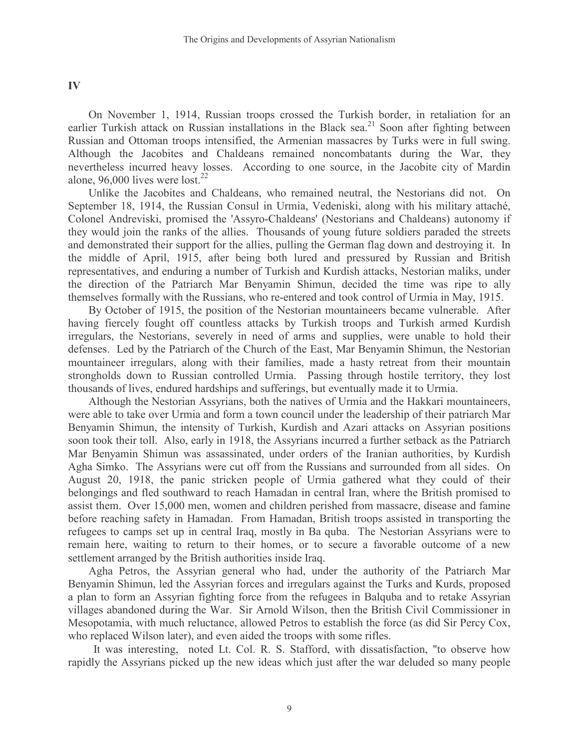**IV**

On November 1, 1914, Russian troops crossed the Turkish border, in retaliation for an earlier Turkish attack on Russian installations in the Black sea.[21] Soon after fighting between Russian and Ottoman troops intensified, the Armenian massacres by Turks were in full swing. Although the Jacobites and Chaldeans remained noncombatants during the War, they nevertheless incurred heavy losses. According to one source, in the Jacobite city of Mardin alone, 96,000 lives were lost.[22]

Unlike the Jacobites and Chaldeans, who remained neutral, the Nestorians did not. On September 18, 1914, the Russian Consul in Urmia, Vedeniski, along with his military attaché, Colonel Andreviski, promised the 'Assyro-Chaldeans' (Nestorians and Chaldeans) autonomy if they would join the ranks of the allies. Thousands of young future soldiers paraded the streets and demonstrated their support for the allies, pulling the German flag down and destroying it. In the middle of April, 1915, after being both lured and pressured by Russian and British representatives, and enduring a number of Turkish and Kurdish attacks, Nestorian maliks, under the direction of the Patriarch Mar Benyamin Shimun, decided the time was ripe to ally themselves formally with the Russians, who re-entered and took control of Urmia in May, 1915.

By October of 1915, the position of the Nestorian mountaineers became vulnerable. After having fiercely fought off countless attacks by Turkish troops and Turkish armed Kurdish irregulars, the Nestorians, severely in need of arms and supplies, were unable to hold their defenses. Led by the Patriarch of the Church of the East, Mar Benyamin Shimun, the Nestorian mountaineer irregulars, along with their families, made a hasty retreat from their mountain strongholds down to Russian controlled Urmia. Passing through hostile territory, they lost thousands of lives, endured hardships and sufferings, but eventually made it to Urmia.

Although the Nestorian Assyrians, both the natives of Urmia and the Hakkari mountaineers, were able to take over Urmia and form a town council under the leadership of their patriarch Mar Benyamin Shimun, the intensity of Turkish, Kurdish and Azari attacks on Assyrian positions soon took their toll. Also, early in 1918, the Assyrians incurred a further setback as the Patriarch Mar Benyamin Shimun was assassinated, under orders of the Iranian authorities, by Kurdish Agha Simko. The Assyrians were cut off from the Russians and surrounded from all sides. On August 20, 1918, the panic stricken people of Urmia gathered what they could of their belongings and fled southward to reach Hamadan in central Iran, where the British promised to assist them. Over 15,000 men, women and children perished from massacre, disease and famine before reaching safety in Hamadan. From Hamadan, British troops assisted in transporting the refugees to camps set up in central Iraq, mostly in Ba quba. The Nestorian Assyrians were to remain here, waiting to return to their homes, or to secure a favorable outcome of a new settlement arranged by the British authorities inside Iraq.

Agha Petros, the Assyrian general who had, under the authority of the Patriarch Mar Benyamin Shimun, led the Assyrian forces and irregulars against the Turks and Kurds, proposed a plan to form an Assyrian fighting force from the refugees in Balquba and to retake Assyrian villages abandoned during the War. Sir Arnold Wilson, then the British Civil Commissioner in Mesopotamia, with much reluctance, allowed Petros to establish the force (as did Sir Percy Cox, who replaced Wilson later), and even aided the troops with some rifles.

It was interesting, noted Lt. Col. R. S. Stafford, with dissatisfaction, "to observe how rapidly the Assyrians picked up the new ideas which just after the war deluded so many people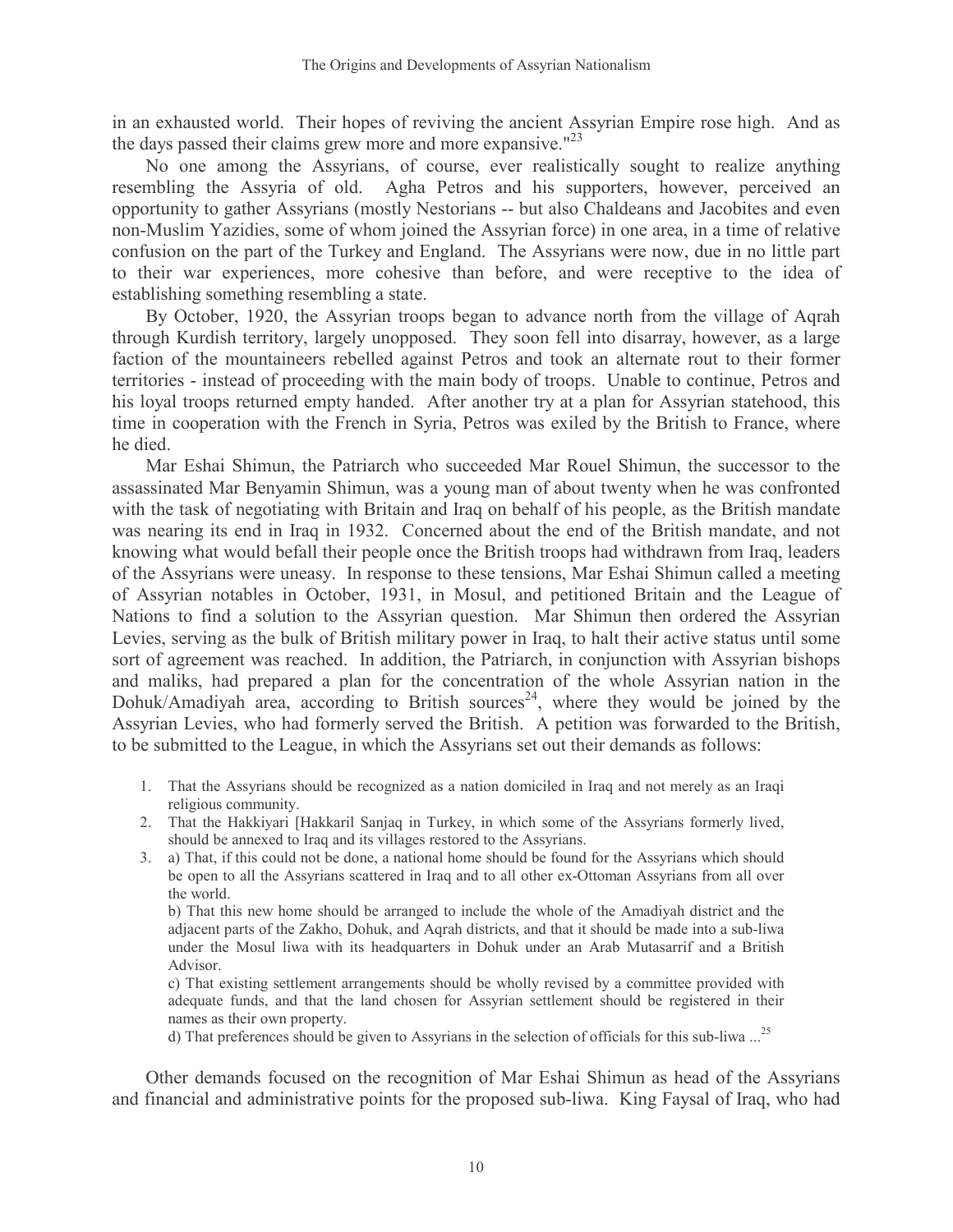in an exhausted world. Their hopes of reviving the ancient Assyrian Empire rose high. And as the days passed their claims grew more and more expansive."[23]

No one among the Assyrians, of course, ever realistically sought to realize anything resembling the Assyria of old. Agha Petros and his supporters, however, perceived an opportunity to gather Assyrians (mostly Nestorians -- but also Chaldeans and Jacobites and even non-Muslim Yazidies, some of whom joined the Assyrian force) in one area, in a time of relative confusion on the part of the Turkey and England. The Assyrians were now, due in no little part to their war experiences, more cohesive than before, and were receptive to the idea of establishing something resembling a state.

By October, 1920, the Assyrian troops began to advance north from the village of Aqrah through Kurdish territory, largely unopposed. They soon fell into disarray, however, as a large faction of the mountaineers rebelled against Petros and took an alternate rout to their former territories - instead of proceeding with the main body of troops. Unable to continue, Petros and his loyal troops returned empty handed. After another try at a plan for Assyrian statehood, this time in cooperation with the French in Syria, Petros was exiled by the British to France, where he died.

Mar Eshai Shimun, the Patriarch who succeeded Mar Rouel Shimun, the successor to the assassinated Mar Benyamin Shimun, was a young man of about twenty when he was confronted with the task of negotiating with Britain and Iraq on behalf of his people, as the British mandate was nearing its end in Iraq in 1932. Concerned about the end of the British mandate, and not knowing what would befall their people once the British troops had withdrawn from Iraq, leaders of the Assyrians were uneasy. In response to these tensions, Mar Eshai Shimun called a meeting of Assyrian notables in October, 1931, in Mosul, and petitioned Britain and the League of Nations to find a solution to the Assyrian question. Mar Shimun then ordered the Assyrian Levies, serving as the bulk of British military power in Iraq, to halt their active status until some sort of agreement was reached. In addition, the Patriarch, in conjunction with Assyrian bishops and maliks, had prepared a plan for the concentration of the whole Assyrian nation in the Dohuk/Amadiyah area, according to British sources[24], where they would be joined by the Assyrian Levies, who had formerly served the British. A petition was forwarded to the British, to be submitted to the League, in which the Assyrians set out their demands as follows:

1. That the Assyrians should be recognized as a nation domiciled in Iraq and not merely as an Iraqi religious community.
2. That the Hakkiyari [Hakkaril Sanjaq in Turkey, in which some of the Assyrians formerly lived, should be annexed to Iraq and its villages restored to the Assyrians.
3. a) That, if this could not be done, a national home should be found for the Assyrians which should be open to all the Assyrians scattered in Iraq and to all other ex-Ottoman Assyrians from all over the world.

   b) That this new home should be arranged to include the whole of the Amadiyah district and the adjacent parts of the Zakho, Dohuk, and Aqrah districts, and that it should be made into a sub-liwa under the Mosul liwa with its headquarters in Dohuk under an Arab Mutasarrif and a British Advisor.

   c) That existing settlement arrangements should be wholly revised by a committee provided with adequate funds, and that the land chosen for Assyrian settlement should be registered in their names as their own property.

   d) That preferences should be given to Assyrians in the selection of officials for this sub-liwa ...[25]

Other demands focused on the recognition of Mar Eshai Shimun as head of the Assyrians and financial and administrative points for the proposed sub-liwa. King Faysal of Iraq, who had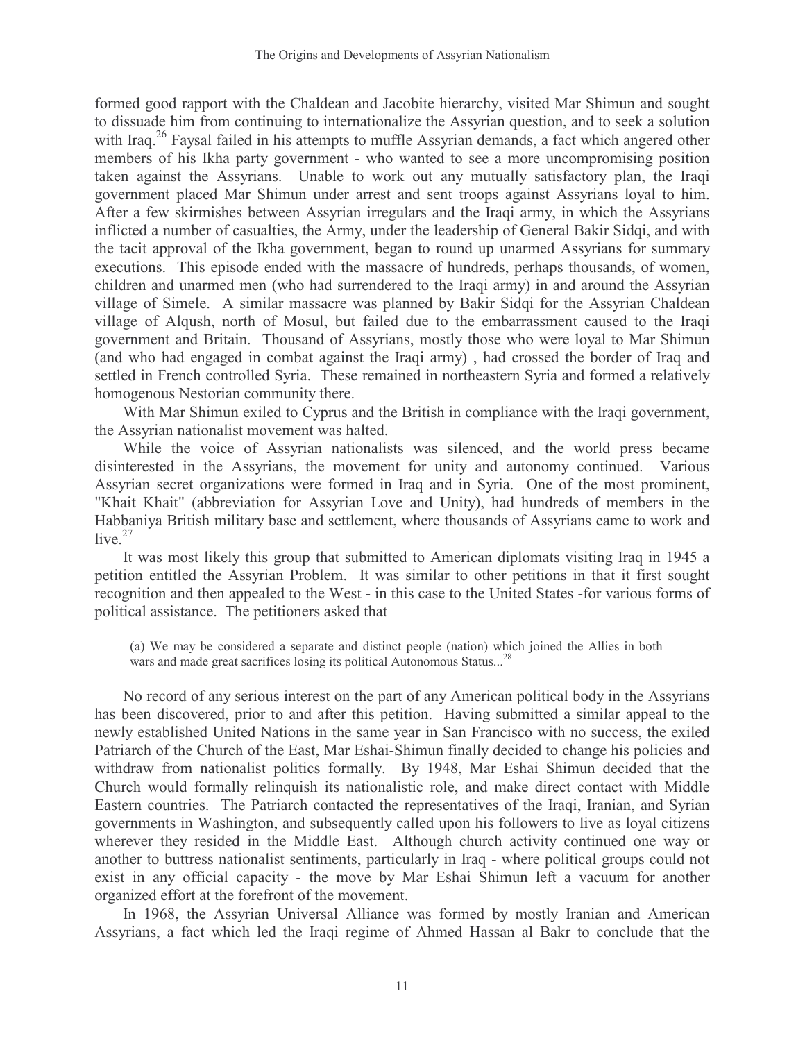formed good rapport with the Chaldean and Jacobite hierarchy, visited Mar Shimun and sought to dissuade him from continuing to internationalize the Assyrian question, and to seek a solution with Iraq.[26] Faysal failed in his attempts to muffle Assyrian demands, a fact which angered other members of his Ikha party government - who wanted to see a more uncompromising position taken against the Assyrians. Unable to work out any mutually satisfactory plan, the Iraqi government placed Mar Shimun under arrest and sent troops against Assyrians loyal to him. After a few skirmishes between Assyrian irregulars and the Iraqi army, in which the Assyrians inflicted a number of casualties, the Army, under the leadership of General Bakir Sidqi, and with the tacit approval of the Ikha government, began to round up unarmed Assyrians for summary executions. This episode ended with the massacre of hundreds, perhaps thousands, of women, children and unarmed men (who had surrendered to the Iraqi army) in and around the Assyrian village of Simele. A similar massacre was planned by Bakir Sidqi for the Assyrian Chaldean village of Alqush, north of Mosul, but failed due to the embarrassment caused to the Iraqi government and Britain. Thousand of Assyrians, mostly those who were loyal to Mar Shimun (and who had engaged in combat against the Iraqi army) , had crossed the border of Iraq and settled in French controlled Syria. These remained in northeastern Syria and formed a relatively homogenous Nestorian community there.

With Mar Shimun exiled to Cyprus and the British in compliance with the Iraqi government, the Assyrian nationalist movement was halted.

While the voice of Assyrian nationalists was silenced, and the world press became disinterested in the Assyrians, the movement for unity and autonomy continued. Various Assyrian secret organizations were formed in Iraq and in Syria. One of the most prominent, "Khait Khait" (abbreviation for Assyrian Love and Unity), had hundreds of members in the Habbaniya British military base and settlement, where thousands of Assyrians came to work and live.[27]

It was most likely this group that submitted to American diplomats visiting Iraq in 1945 a petition entitled the Assyrian Problem. It was similar to other petitions in that it first sought recognition and then appealed to the West - in this case to the United States -for various forms of political assistance. The petitioners asked that

> (a) We may be considered a separate and distinct people (nation) which joined the Allies in both wars and made great sacrifices losing its political Autonomous Status...[28]

No record of any serious interest on the part of any American political body in the Assyrians has been discovered, prior to and after this petition. Having submitted a similar appeal to the newly established United Nations in the same year in San Francisco with no success, the exiled Patriarch of the Church of the East, Mar Eshai-Shimun finally decided to change his policies and withdraw from nationalist politics formally. By 1948, Mar Eshai Shimun decided that the Church would formally relinquish its nationalistic role, and make direct contact with Middle Eastern countries. The Patriarch contacted the representatives of the Iraqi, Iranian, and Syrian governments in Washington, and subsequently called upon his followers to live as loyal citizens wherever they resided in the Middle East. Although church activity continued one way or another to buttress nationalist sentiments, particularly in Iraq - where political groups could not exist in any official capacity - the move by Mar Eshai Shimun left a vacuum for another organized effort at the forefront of the movement.

In 1968, the Assyrian Universal Alliance was formed by mostly Iranian and American Assyrians, a fact which led the Iraqi regime of Ahmed Hassan al Bakr to conclude that the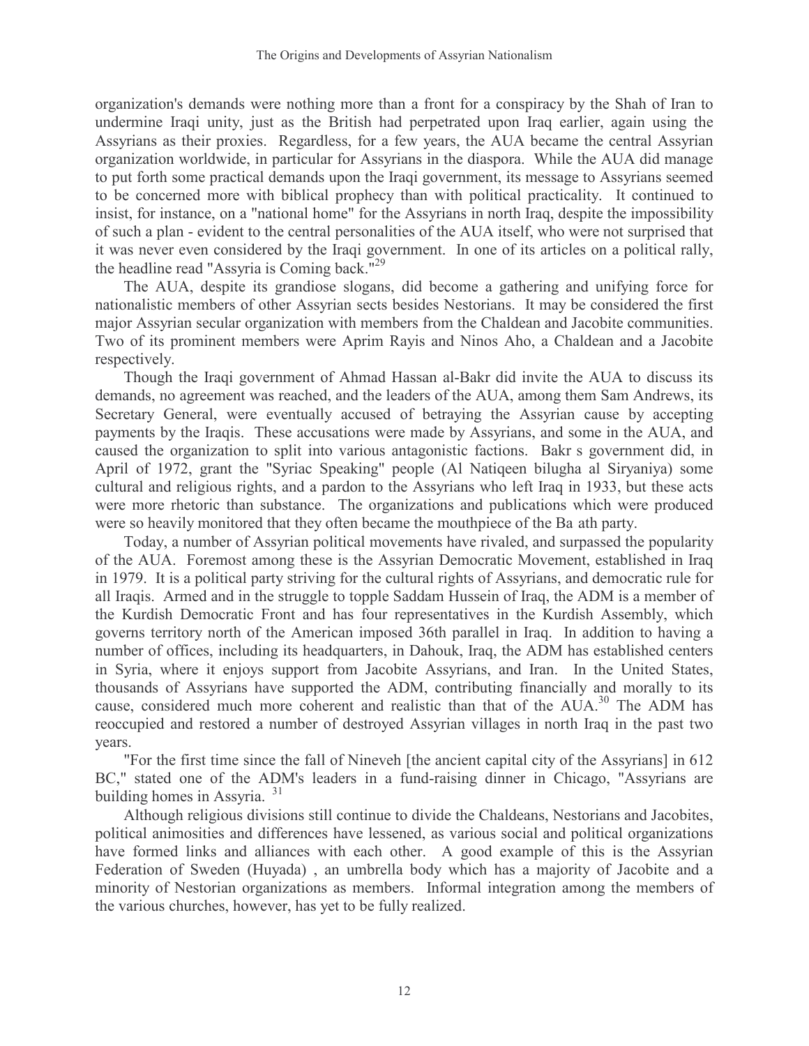organization's demands were nothing more than a front for a conspiracy by the Shah of Iran to undermine Iraqi unity, just as the British had perpetrated upon Iraq earlier, again using the Assyrians as their proxies. Regardless, for a few years, the AUA became the central Assyrian organization worldwide, in particular for Assyrians in the diaspora. While the AUA did manage to put forth some practical demands upon the Iraqi government, its message to Assyrians seemed to be concerned more with biblical prophecy than with political practicality. It continued to insist, for instance, on a "national home" for the Assyrians in north Iraq, despite the impossibility of such a plan - evident to the central personalities of the AUA itself, who were not surprised that it was never even considered by the Iraqi government. In one of its articles on a political rally, the headline read "Assyria is Coming back."[29]

The AUA, despite its grandiose slogans, did become a gathering and unifying force for nationalistic members of other Assyrian sects besides Nestorians. It may be considered the first major Assyrian secular organization with members from the Chaldean and Jacobite communities. Two of its prominent members were Aprim Rayis and Ninos Aho, a Chaldean and a Jacobite respectively.

Though the Iraqi government of Ahmad Hassan al-Bakr did invite the AUA to discuss its demands, no agreement was reached, and the leaders of the AUA, among them Sam Andrews, its Secretary General, were eventually accused of betraying the Assyrian cause by accepting payments by the Iraqis. These accusations were made by Assyrians, and some in the AUA, and caused the organization to split into various antagonistic factions. Bakr s government did, in April of 1972, grant the "Syriac Speaking" people (Al Natiqeen bilugha al Siryaniya) some cultural and religious rights, and a pardon to the Assyrians who left Iraq in 1933, but these acts were more rhetoric than substance. The organizations and publications which were produced were so heavily monitored that they often became the mouthpiece of the Ba ath party.

Today, a number of Assyrian political movements have rivaled, and surpassed the popularity of the AUA. Foremost among these is the Assyrian Democratic Movement, established in Iraq in 1979. It is a political party striving for the cultural rights of Assyrians, and democratic rule for all Iraqis. Armed and in the struggle to topple Saddam Hussein of Iraq, the ADM is a member of the Kurdish Democratic Front and has four representatives in the Kurdish Assembly, which governs territory north of the American imposed 36th parallel in Iraq. In addition to having a number of offices, including its headquarters, in Dahouk, Iraq, the ADM has established centers in Syria, where it enjoys support from Jacobite Assyrians, and Iran. In the United States, thousands of Assyrians have supported the ADM, contributing financially and morally to its cause, considered much more coherent and realistic than that of the AUA.[30] The ADM has reoccupied and restored a number of destroyed Assyrian villages in north Iraq in the past two years.

"For the first time since the fall of Nineveh [the ancient capital city of the Assyrians] in 612 BC," stated one of the ADM's leaders in a fund-raising dinner in Chicago, "Assyrians are building homes in Assyria. [31]

Although religious divisions still continue to divide the Chaldeans, Nestorians and Jacobites, political animosities and differences have lessened, as various social and political organizations have formed links and alliances with each other. A good example of this is the Assyrian Federation of Sweden (Huyada) , an umbrella body which has a majority of Jacobite and a minority of Nestorian organizations as members. Informal integration among the members of the various churches, however, has yet to be fully realized.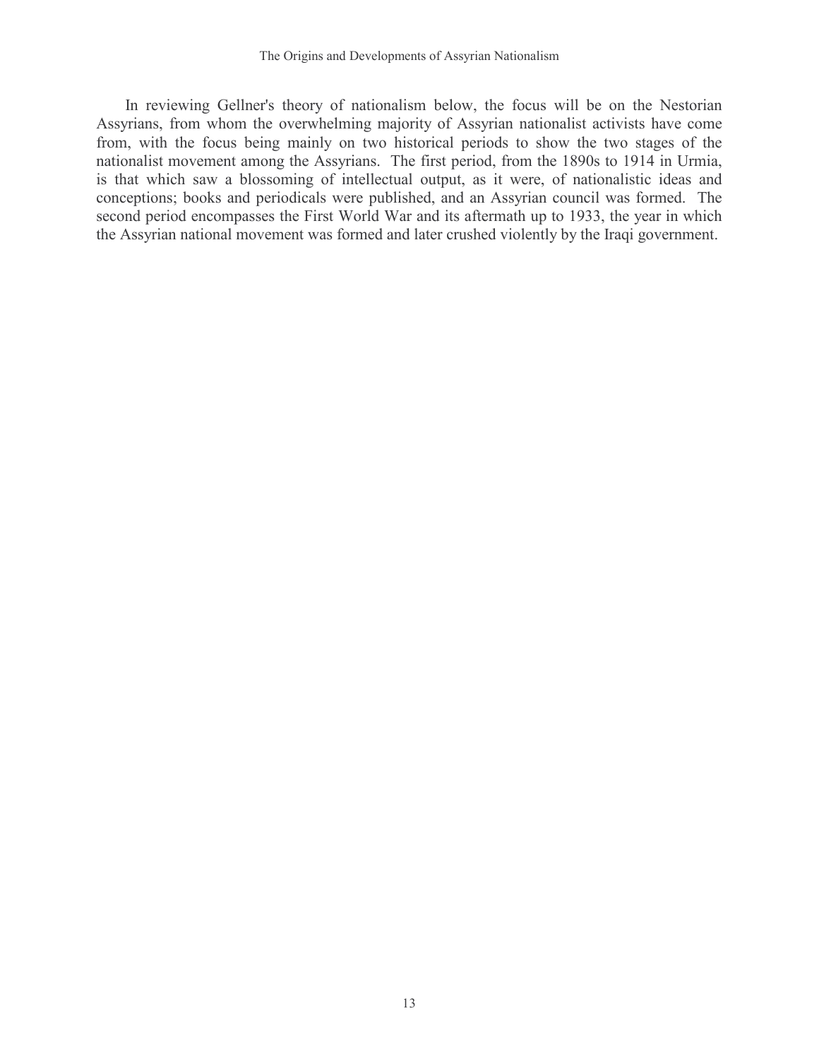In reviewing Gellner's theory of nationalism below, the focus will be on the Nestorian Assyrians, from whom the overwhelming majority of Assyrian nationalist activists have come from, with the focus being mainly on two historical periods to show the two stages of the nationalist movement among the Assyrians. The first period, from the 1890s to 1914 in Urmia, is that which saw a blossoming of intellectual output, as it were, of nationalistic ideas and conceptions; books and periodicals were published, and an Assyrian council was formed. The second period encompasses the First World War and its aftermath up to 1933, the year in which the Assyrian national movement was formed and later crushed violently by the Iraqi government.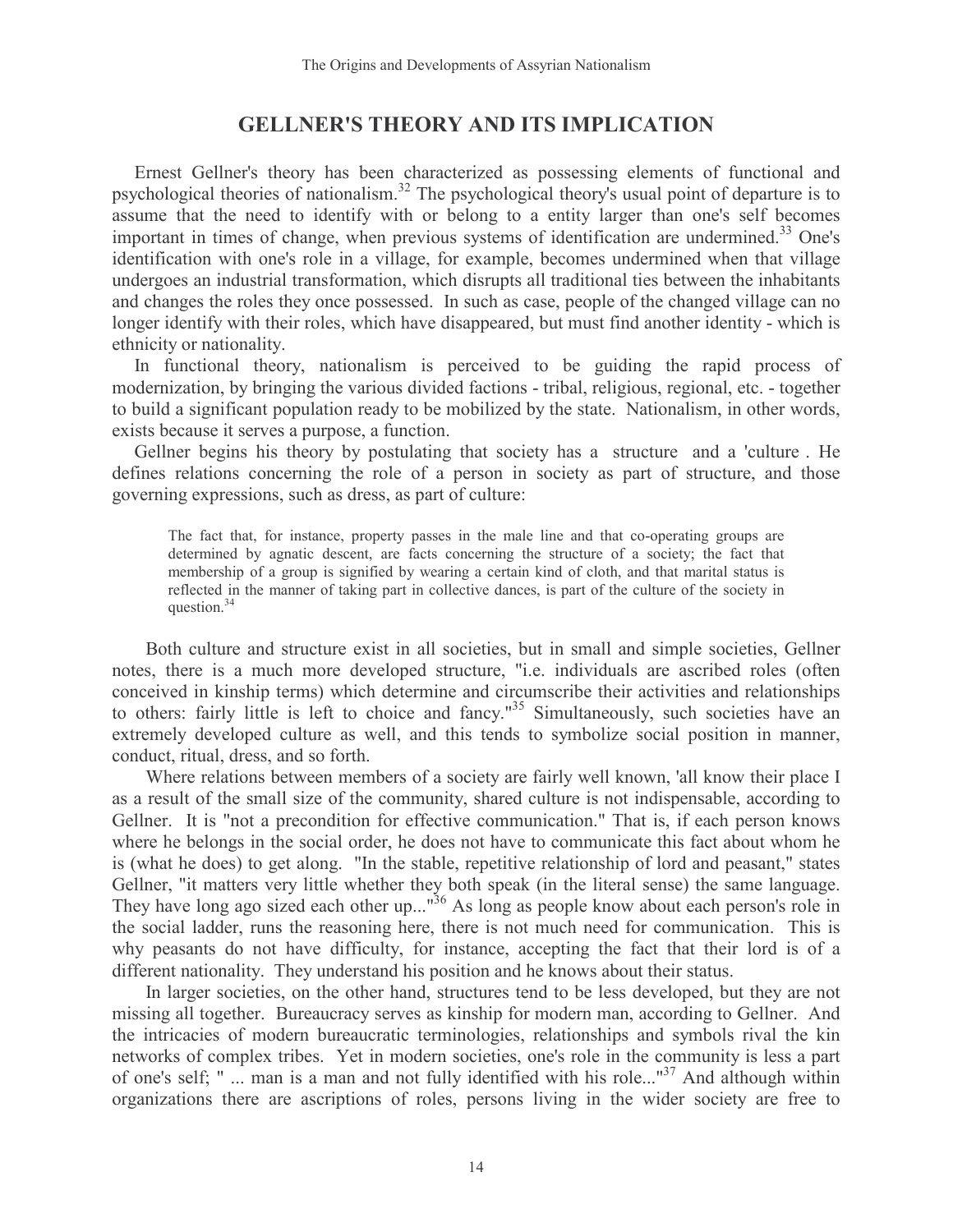## GELLNER'S THEORY AND ITS IMPLICATION

Ernest Gellner's theory has been characterized as possessing elements of functional and psychological theories of nationalism.[32] The psychological theory's usual point of departure is to assume that the need to identify with or belong to a entity larger than one's self becomes important in times of change, when previous systems of identification are undermined.[33] One's identification with one's role in a village, for example, becomes undermined when that village undergoes an industrial transformation, which disrupts all traditional ties between the inhabitants and changes the roles they once possessed. In such as case, people of the changed village can no longer identify with their roles, which have disappeared, but must find another identity - which is ethnicity or nationality.

In functional theory, nationalism is perceived to be guiding the rapid process of modernization, by bringing the various divided factions - tribal, religious, regional, etc. - together to build a significant population ready to be mobilized by the state. Nationalism, in other words, exists because it serves a purpose, a function.

Gellner begins his theory by postulating that society has a structure and a 'culture . He defines relations concerning the role of a person in society as part of structure, and those governing expressions, such as dress, as part of culture:

> The fact that, for instance, property passes in the male line and that co-operating groups are determined by agnatic descent, are facts concerning the structure of a society; the fact that membership of a group is signified by wearing a certain kind of cloth, and that marital status is reflected in the manner of taking part in collective dances, is part of the culture of the society in question.[34]

Both culture and structure exist in all societies, but in small and simple societies, Gellner notes, there is a much more developed structure, "i.e. individuals are ascribed roles (often conceived in kinship terms) which determine and circumscribe their activities and relationships to others: fairly little is left to choice and fancy."[35] Simultaneously, such societies have an extremely developed culture as well, and this tends to symbolize social position in manner, conduct, ritual, dress, and so forth.

Where relations between members of a society are fairly well known, 'all know their place I as a result of the small size of the community, shared culture is not indispensable, according to Gellner. It is "not a precondition for effective communication." That is, if each person knows where he belongs in the social order, he does not have to communicate this fact about whom he is (what he does) to get along. "In the stable, repetitive relationship of lord and peasant," states Gellner, "it matters very little whether they both speak (in the literal sense) the same language. They have long ago sized each other up..."[36] As long as people know about each person's role in the social ladder, runs the reasoning here, there is not much need for communication. This is why peasants do not have difficulty, for instance, accepting the fact that their lord is of a different nationality. They understand his position and he knows about their status.

In larger societies, on the other hand, structures tend to be less developed, but they are not missing all together. Bureaucracy serves as kinship for modern man, according to Gellner. And the intricacies of modern bureaucratic terminologies, relationships and symbols rival the kin networks of complex tribes. Yet in modern societies, one's role in the community is less a part of one's self; " ... man is a man and not fully identified with his role..."[37] And although within organizations there are ascriptions of roles, persons living in the wider society are free to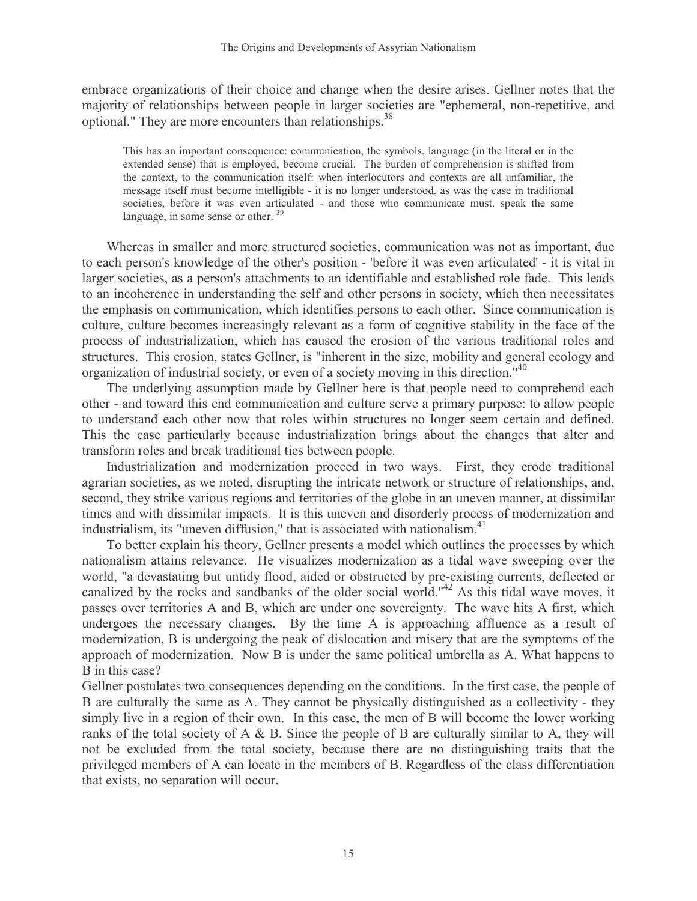embrace organizations of their choice and change when the desire arises. Gellner notes that the majority of relationships between people in larger societies are "ephemeral, non-repetitive, and optional." They are more encounters than relationships.[38]

> This has an important consequence: communication, the symbols, language (in the literal or in the extended sense) that is employed, become crucial. The burden of comprehension is shifted from the context, to the communication itself: when interlocutors and contexts are all unfamiliar, the message itself must become intelligible - it is no longer understood, as was the case in traditional societies, before it was even articulated - and those who communicate must. speak the same language, in some sense or other. [39]

Whereas in smaller and more structured societies, communication was not as important, due to each person's knowledge of the other's position - 'before it was even articulated' - it is vital in larger societies, as a person's attachments to an identifiable and established role fade. This leads to an incoherence in understanding the self and other persons in society, which then necessitates the emphasis on communication, which identifies persons to each other. Since communication is culture, culture becomes increasingly relevant as a form of cognitive stability in the face of the process of industrialization, which has caused the erosion of the various traditional roles and structures. This erosion, states Gellner, is "inherent in the size, mobility and general ecology and organization of industrial society, or even of a society moving in this direction."[40]

The underlying assumption made by Gellner here is that people need to comprehend each other - and toward this end communication and culture serve a primary purpose: to allow people to understand each other now that roles within structures no longer seem certain and defined. This the case particularly because industrialization brings about the changes that alter and transform roles and break traditional ties between people.

Industrialization and modernization proceed in two ways. First, they erode traditional agrarian societies, as we noted, disrupting the intricate network or structure of relationships, and, second, they strike various regions and territories of the globe in an uneven manner, at dissimilar times and with dissimilar impacts. It is this uneven and disorderly process of modernization and industrialism, its "uneven diffusion," that is associated with nationalism.[41]

To better explain his theory, Gellner presents a model which outlines the processes by which nationalism attains relevance. He visualizes modernization as a tidal wave sweeping over the world, "a devastating but untidy flood, aided or obstructed by pre-existing currents, deflected or canalized by the rocks and sandbanks of the older social world."[42] As this tidal wave moves, it passes over territories A and B, which are under one sovereignty. The wave hits A first, which undergoes the necessary changes. By the time A is approaching affluence as a result of modernization, B is undergoing the peak of dislocation and misery that are the symptoms of the approach of modernization. Now B is under the same political umbrella as A. What happens to B in this case?

Gellner postulates two consequences depending on the conditions. In the first case, the people of B are culturally the same as A. They cannot be physically distinguished as a collectivity - they simply live in a region of their own. In this case, the men of B will become the lower working ranks of the total society of A & B. Since the people of B are culturally similar to A, they will not be excluded from the total society, because there are no distinguishing traits that the privileged members of A can locate in the members of B. Regardless of the class differentiation that exists, no separation will occur.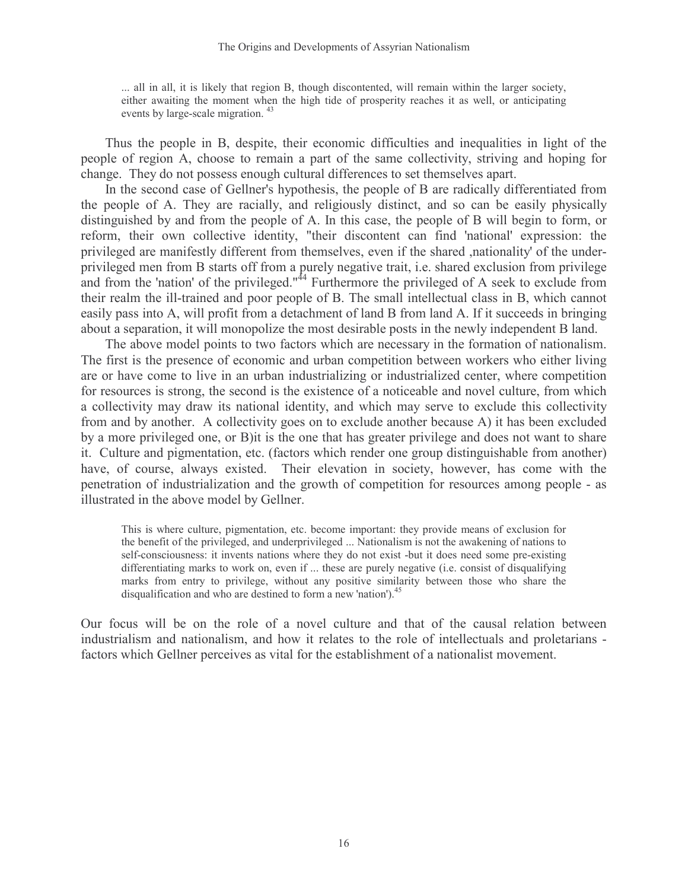> ... all in all, it is likely that region B, though discontented, will remain within the larger society, either awaiting the moment when the high tide of prosperity reaches it as well, or anticipating events by large-scale migration. [43]

Thus the people in B, despite, their economic difficulties and inequalities in light of the people of region A, choose to remain a part of the same collectivity, striving and hoping for change. They do not possess enough cultural differences to set themselves apart.

In the second case of Gellner's hypothesis, the people of B are radically differentiated from the people of A. They are racially, and religiously distinct, and so can be easily physically distinguished by and from the people of A. In this case, the people of B will begin to form, or reform, their own collective identity, "their discontent can find 'national' expression: the privileged are manifestly different from themselves, even if the shared ,nationality' of the under-privileged men from B starts off from a purely negative trait, i.e. shared exclusion from privilege and from the 'nation' of the privileged."[44] Furthermore the privileged of A seek to exclude from their realm the ill-trained and poor people of B. The small intellectual class in B, which cannot easily pass into A, will profit from a detachment of land B from land A. If it succeeds in bringing about a separation, it will monopolize the most desirable posts in the newly independent B land.

The above model points to two factors which are necessary in the formation of nationalism. The first is the presence of economic and urban competition between workers who either living are or have come to live in an urban industrializing or industrialized center, where competition for resources is strong, the second is the existence of a noticeable and novel culture, from which a collectivity may draw its national identity, and which may serve to exclude this collectivity from and by another. A collectivity goes on to exclude another because A) it has been excluded by a more privileged one, or B)it is the one that has greater privilege and does not want to share it. Culture and pigmentation, etc. (factors which render one group distinguishable from another) have, of course, always existed. Their elevation in society, however, has come with the penetration of industrialization and the growth of competition for resources among people - as illustrated in the above model by Gellner.

> This is where culture, pigmentation, etc. become important: they provide means of exclusion for the benefit of the privileged, and underprivileged ... Nationalism is not the awakening of nations to self-consciousness: it invents nations where they do not exist -but it does need some pre-existing differentiating marks to work on, even if ... these are purely negative (i.e. consist of disqualifying marks from entry to privilege, without any positive similarity between those who share the disqualification and who are destined to form a new 'nation').[45]

Our focus will be on the role of a novel culture and that of the causal relation between industrialism and nationalism, and how it relates to the role of intellectuals and proletarians - factors which Gellner perceives as vital for the establishment of a nationalist movement.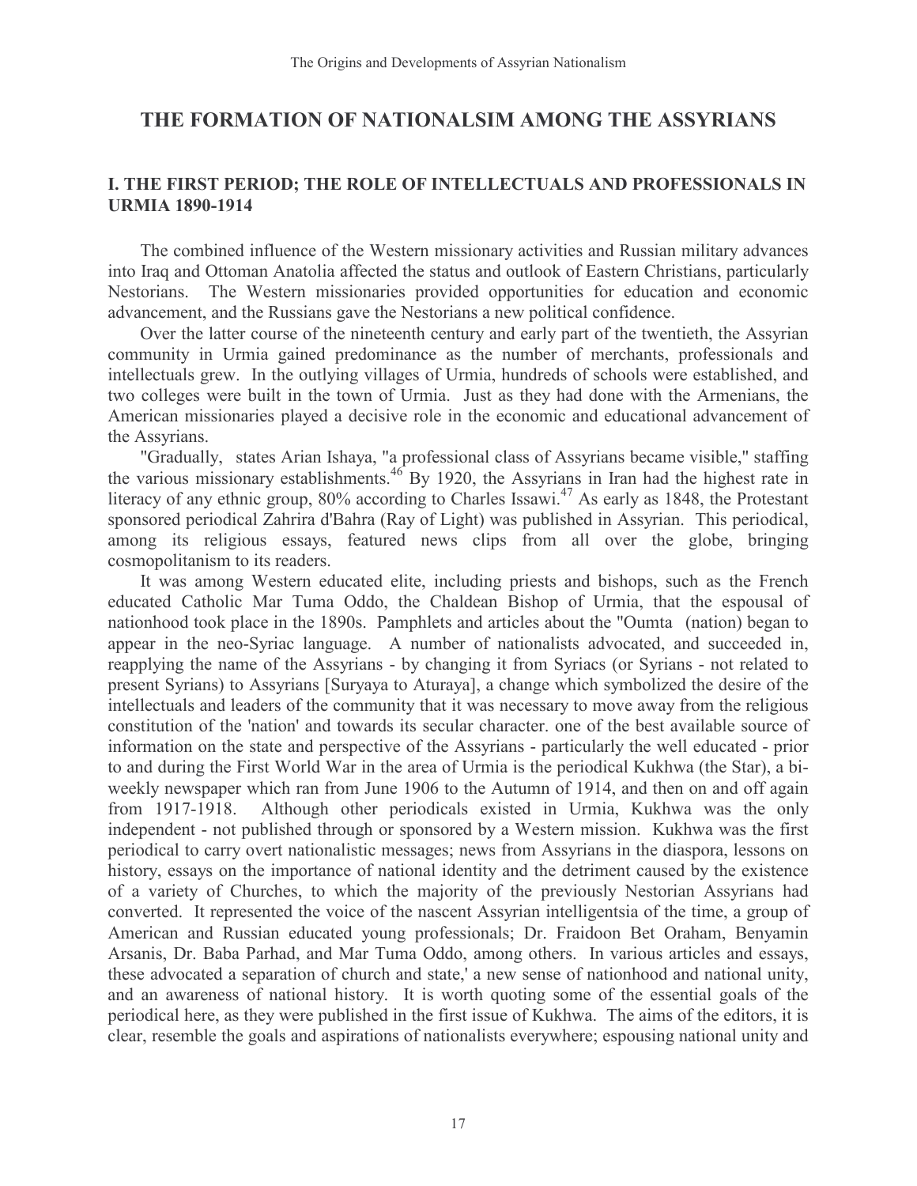# THE FORMATION OF NATIONALSIM AMONG THE ASSYRIANS

## I. THE FIRST PERIOD; THE ROLE OF INTELLECTUALS AND PROFESSIONALS IN URMIA 1890-1914

The combined influence of the Western missionary activities and Russian military advances into Iraq and Ottoman Anatolia affected the status and outlook of Eastern Christians, particularly Nestorians. The Western missionaries provided opportunities for education and economic advancement, and the Russians gave the Nestorians a new political confidence.

Over the latter course of the nineteenth century and early part of the twentieth, the Assyrian community in Urmia gained predominance as the number of merchants, professionals and intellectuals grew. In the outlying villages of Urmia, hundreds of schools were established, and two colleges were built in the town of Urmia. Just as they had done with the Armenians, the American missionaries played a decisive role in the economic and educational advancement of the Assyrians.

"Gradually, states Arian Ishaya, "a professional class of Assyrians became visible," staffing the various missionary establishments.[46] By 1920, the Assyrians in Iran had the highest rate in literacy of any ethnic group, 80% according to Charles Issawi.[47] As early as 1848, the Protestant sponsored periodical Zahrira d'Bahra (Ray of Light) was published in Assyrian. This periodical, among its religious essays, featured news clips from all over the globe, bringing cosmopolitanism to its readers.

It was among Western educated elite, including priests and bishops, such as the French educated Catholic Mar Tuma Oddo, the Chaldean Bishop of Urmia, that the espousal of nationhood took place in the 1890s. Pamphlets and articles about the "Oumta (nation) began to appear in the neo-Syriac language. A number of nationalists advocated, and succeeded in, reapplying the name of the Assyrians - by changing it from Syriacs (or Syrians - not related to present Syrians) to Assyrians [Suryaya to Aturaya], a change which symbolized the desire of the intellectuals and leaders of the community that it was necessary to move away from the religious constitution of the 'nation' and towards its secular character. one of the best available source of information on the state and perspective of the Assyrians - particularly the well educated - prior to and during the First World War in the area of Urmia is the periodical Kukhwa (the Star), a bi-weekly newspaper which ran from June 1906 to the Autumn of 1914, and then on and off again from 1917-1918. Although other periodicals existed in Urmia, Kukhwa was the only independent - not published through or sponsored by a Western mission. Kukhwa was the first periodical to carry overt nationalistic messages; news from Assyrians in the diaspora, lessons on history, essays on the importance of national identity and the detriment caused by the existence of a variety of Churches, to which the majority of the previously Nestorian Assyrians had converted. It represented the voice of the nascent Assyrian intelligentsia of the time, a group of American and Russian educated young professionals; Dr. Fraidoon Bet Oraham, Benyamin Arsanis, Dr. Baba Parhad, and Mar Tuma Oddo, among others. In various articles and essays, these advocated a separation of church and state,' a new sense of nationhood and national unity, and an awareness of national history. It is worth quoting some of the essential goals of the periodical here, as they were published in the first issue of Kukhwa. The aims of the editors, it is clear, resemble the goals and aspirations of nationalists everywhere; espousing national unity and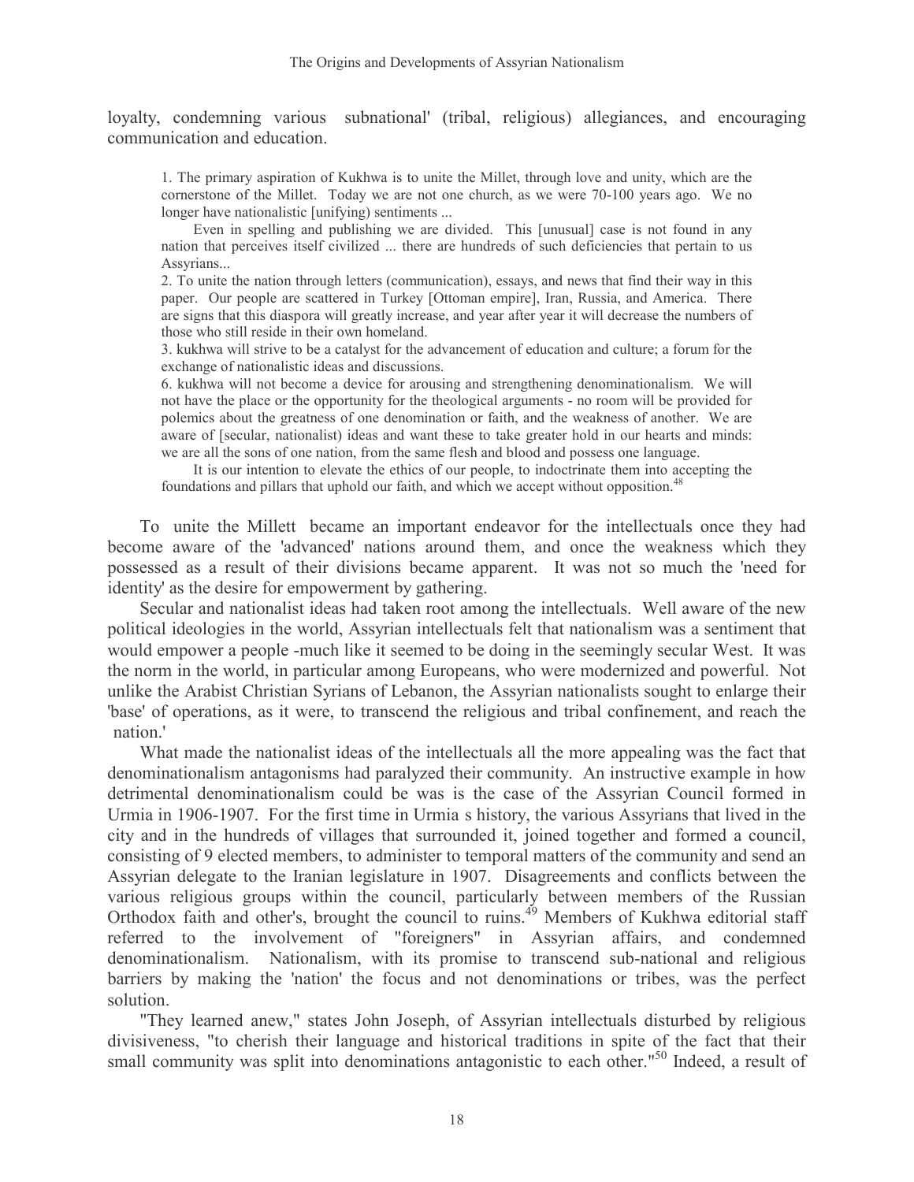loyalty, condemning various subnational' (tribal, religious) allegiances, and encouraging communication and education.

> 1. The primary aspiration of Kukhwa is to unite the Millet, through love and unity, which are the cornerstone of the Millet. Today we are not one church, as we were 70-100 years ago. We no longer have nationalistic [unifying) sentiments ...
>
> Even in spelling and publishing we are divided. This [unusual] case is not found in any nation that perceives itself civilized ... there are hundreds of such deficiencies that pertain to us Assyrians...
>
> 2. To unite the nation through letters (communication), essays, and news that find their way in this paper. Our people are scattered in Turkey [Ottoman empire], Iran, Russia, and America. There are signs that this diaspora will greatly increase, and year after year it will decrease the numbers of those who still reside in their own homeland.
>
> 3. kukhwa will strive to be a catalyst for the advancement of education and culture; a forum for the exchange of nationalistic ideas and discussions.
>
> 6. kukhwa will not become a device for arousing and strengthening denominationalism. We will not have the place or the opportunity for the theological arguments - no room will be provided for polemics about the greatness of one denomination or faith, and the weakness of another. We are aware of [secular, nationalist) ideas and want these to take greater hold in our hearts and minds: we are all the sons of one nation, from the same flesh and blood and possess one language.
>
> It is our intention to elevate the ethics of our people, to indoctrinate them into accepting the foundations and pillars that uphold our faith, and which we accept without opposition.[48]

To unite the Millett became an important endeavor for the intellectuals once they had become aware of the 'advanced' nations around them, and once the weakness which they possessed as a result of their divisions became apparent. It was not so much the 'need for identity' as the desire for empowerment by gathering.

Secular and nationalist ideas had taken root among the intellectuals. Well aware of the new political ideologies in the world, Assyrian intellectuals felt that nationalism was a sentiment that would empower a people -much like it seemed to be doing in the seemingly secular West. It was the norm in the world, in particular among Europeans, who were modernized and powerful. Not unlike the Arabist Christian Syrians of Lebanon, the Assyrian nationalists sought to enlarge their 'base' of operations, as it were, to transcend the religious and tribal confinement, and reach the nation.'

What made the nationalist ideas of the intellectuals all the more appealing was the fact that denominationalism antagonisms had paralyzed their community. An instructive example in how detrimental denominationalism could be was is the case of the Assyrian Council formed in Urmia in 1906-1907. For the first time in Urmia s history, the various Assyrians that lived in the city and in the hundreds of villages that surrounded it, joined together and formed a council, consisting of 9 elected members, to administer to temporal matters of the community and send an Assyrian delegate to the Iranian legislature in 1907. Disagreements and conflicts between the various religious groups within the council, particularly between members of the Russian Orthodox faith and other's, brought the council to ruins.[49] Members of Kukhwa editorial staff referred to the involvement of "foreigners" in Assyrian affairs, and condemned denominationalism. Nationalism, with its promise to transcend sub-national and religious barriers by making the 'nation' the focus and not denominations or tribes, was the perfect solution.

"They learned anew," states John Joseph, of Assyrian intellectuals disturbed by religious divisiveness, "to cherish their language and historical traditions in spite of the fact that their small community was split into denominations antagonistic to each other."[50] Indeed, a result of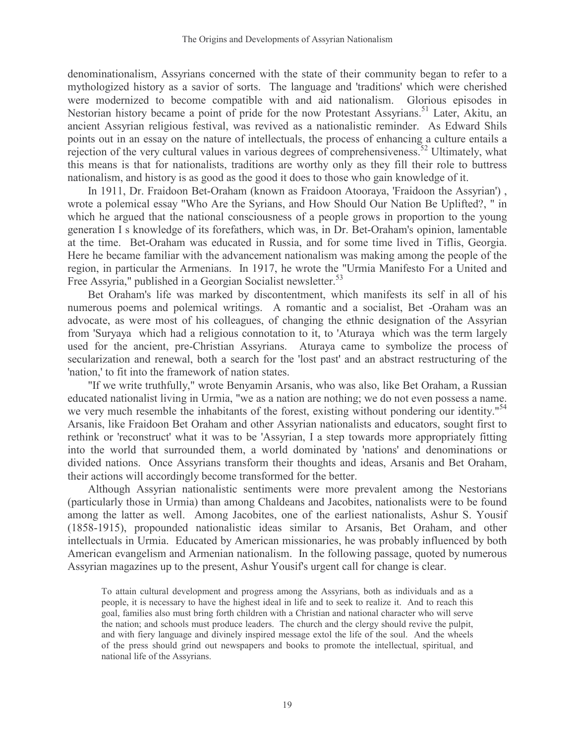denominationalism, Assyrians concerned with the state of their community began to refer to a mythologized history as a savior of sorts. The language and 'traditions' which were cherished were modernized to become compatible with and aid nationalism. Glorious episodes in Nestorian history became a point of pride for the now Protestant Assyrians.[51] Later, Akitu, an ancient Assyrian religious festival, was revived as a nationalistic reminder. As Edward Shils points out in an essay on the nature of intellectuals, the process of enhancing a culture entails a rejection of the very cultural values in various degrees of comprehensiveness.[52] Ultimately, what this means is that for nationalists, traditions are worthy only as they fill their role to buttress nationalism, and history is as good as the good it does to those who gain knowledge of it.

In 1911, Dr. Fraidoon Bet-Oraham (known as Fraidoon Atooraya, 'Fraidoon the Assyrian') , wrote a polemical essay "Who Are the Syrians, and How Should Our Nation Be Uplifted?, " in which he argued that the national consciousness of a people grows in proportion to the young generation I s knowledge of its forefathers, which was, in Dr. Bet-Oraham's opinion, lamentable at the time. Bet-Oraham was educated in Russia, and for some time lived in Tiflis, Georgia. Here he became familiar with the advancement nationalism was making among the people of the region, in particular the Armenians. In 1917, he wrote the "Urmia Manifesto For a United and Free Assyria," published in a Georgian Socialist newsletter.[53]

Bet Oraham's life was marked by discontentment, which manifests its self in all of his numerous poems and polemical writings. A romantic and a socialist, Bet -Oraham was an advocate, as were most of his colleagues, of changing the ethnic designation of the Assyrian from 'Suryaya which had a religious connotation to it, to 'Aturaya which was the term largely used for the ancient, pre-Christian Assyrians. Aturaya came to symbolize the process of secularization and renewal, both a search for the 'lost past' and an abstract restructuring of the 'nation,' to fit into the framework of nation states.

"If we write truthfully," wrote Benyamin Arsanis, who was also, like Bet Oraham, a Russian educated nationalist living in Urmia, "we as a nation are nothing; we do not even possess a name. we very much resemble the inhabitants of the forest, existing without pondering our identity."[54] Arsanis, like Fraidoon Bet Oraham and other Assyrian nationalists and educators, sought first to rethink or 'reconstruct' what it was to be 'Assyrian, I a step towards more appropriately fitting into the world that surrounded them, a world dominated by 'nations' and denominations or divided nations. Once Assyrians transform their thoughts and ideas, Arsanis and Bet Oraham, their actions will accordingly become transformed for the better.

Although Assyrian nationalistic sentiments were more prevalent among the Nestorians (particularly those in Urmia) than among Chaldeans and Jacobites, nationalists were to be found among the latter as well. Among Jacobites, one of the earliest nationalists, Ashur S. Yousif (1858-1915), propounded nationalistic ideas similar to Arsanis, Bet Oraham, and other intellectuals in Urmia. Educated by American missionaries, he was probably influenced by both American evangelism and Armenian nationalism. In the following passage, quoted by numerous Assyrian magazines up to the present, Ashur Yousif's urgent call for change is clear.

> To attain cultural development and progress among the Assyrians, both as individuals and as a people, it is necessary to have the highest ideal in life and to seek to realize it. And to reach this goal, families also must bring forth children with a Christian and national character who will serve the nation; and schools must produce leaders. The church and the clergy should revive the pulpit, and with fiery language and divinely inspired message extol the life of the soul. And the wheels of the press should grind out newspapers and books to promote the intellectual, spiritual, and national life of the Assyrians.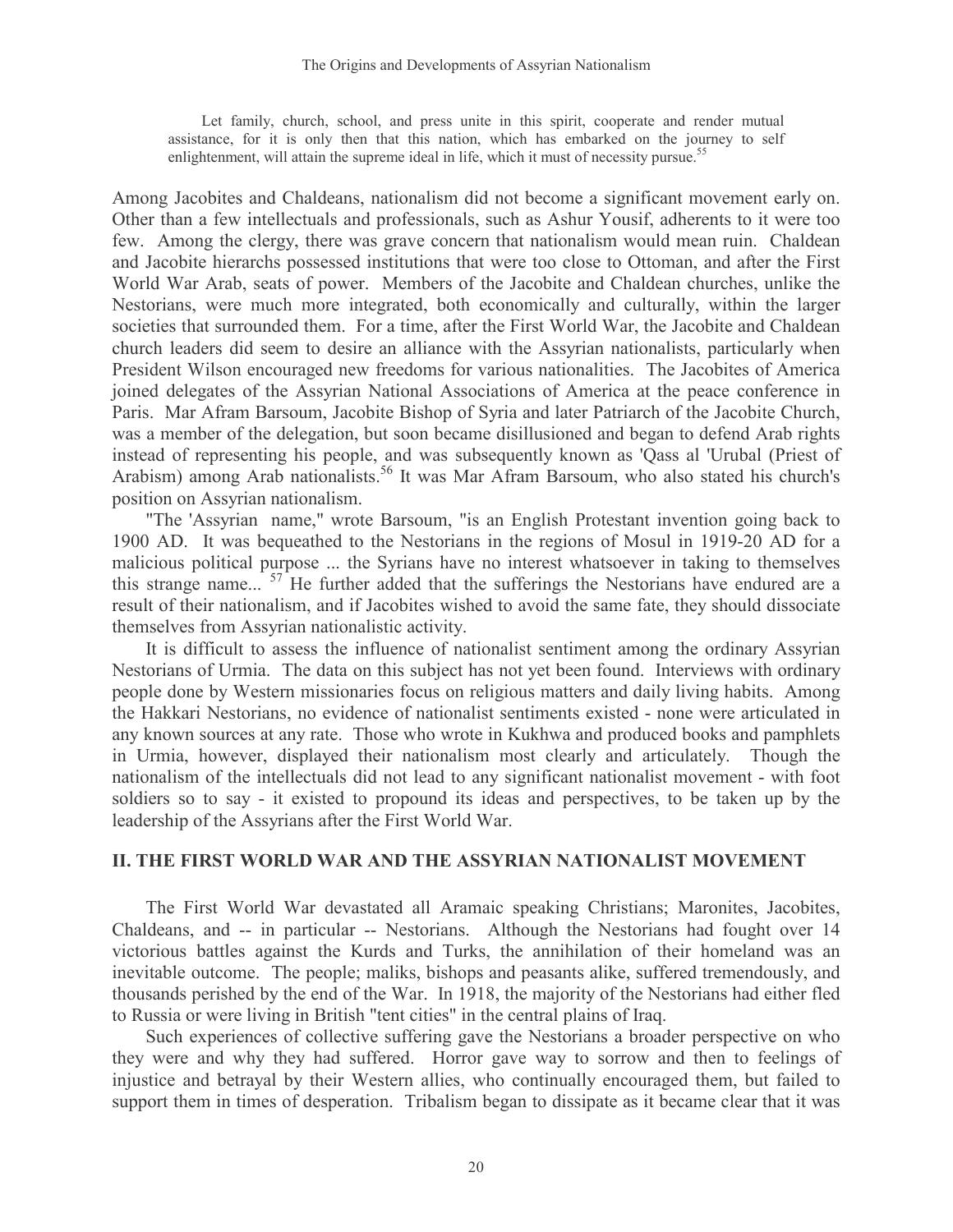> Let family, church, school, and press unite in this spirit, cooperate and render mutual assistance, for it is only then that this nation, which has embarked on the journey to self enlightenment, will attain the supreme ideal in life, which it must of necessity pursue.[55]

Among Jacobites and Chaldeans, nationalism did not become a significant movement early on. Other than a few intellectuals and professionals, such as Ashur Yousif, adherents to it were too few. Among the clergy, there was grave concern that nationalism would mean ruin. Chaldean and Jacobite hierarchs possessed institutions that were too close to Ottoman, and after the First World War Arab, seats of power. Members of the Jacobite and Chaldean churches, unlike the Nestorians, were much more integrated, both economically and culturally, within the larger societies that surrounded them. For a time, after the First World War, the Jacobite and Chaldean church leaders did seem to desire an alliance with the Assyrian nationalists, particularly when President Wilson encouraged new freedoms for various nationalities. The Jacobites of America joined delegates of the Assyrian National Associations of America at the peace conference in Paris. Mar Afram Barsoum, Jacobite Bishop of Syria and later Patriarch of the Jacobite Church, was a member of the delegation, but soon became disillusioned and began to defend Arab rights instead of representing his people, and was subsequently known as 'Qass al 'Urubal (Priest of Arabism) among Arab nationalists.[56] It was Mar Afram Barsoum, who also stated his church's position on Assyrian nationalism.

"The 'Assyrian name," wrote Barsoum, "is an English Protestant invention going back to 1900 AD. It was bequeathed to the Nestorians in the regions of Mosul in 1919-20 AD for a malicious political purpose ... the Syrians have no interest whatsoever in taking to themselves this strange name... [57] He further added that the sufferings the Nestorians have endured are a result of their nationalism, and if Jacobites wished to avoid the same fate, they should dissociate themselves from Assyrian nationalistic activity.

It is difficult to assess the influence of nationalist sentiment among the ordinary Assyrian Nestorians of Urmia. The data on this subject has not yet been found. Interviews with ordinary people done by Western missionaries focus on religious matters and daily living habits. Among the Hakkari Nestorians, no evidence of nationalist sentiments existed - none were articulated in any known sources at any rate. Those who wrote in Kukhwa and produced books and pamphlets in Urmia, however, displayed their nationalism most clearly and articulately. Though the nationalism of the intellectuals did not lead to any significant nationalist movement - with foot soldiers so to say - it existed to propound its ideas and perspectives, to be taken up by the leadership of the Assyrians after the First World War.

## II. THE FIRST WORLD WAR AND THE ASSYRIAN NATIONALIST MOVEMENT

The First World War devastated all Aramaic speaking Christians; Maronites, Jacobites, Chaldeans, and -- in particular -- Nestorians. Although the Nestorians had fought over 14 victorious battles against the Kurds and Turks, the annihilation of their homeland was an inevitable outcome. The people; maliks, bishops and peasants alike, suffered tremendously, and thousands perished by the end of the War. In 1918, the majority of the Nestorians had either fled to Russia or were living in British "tent cities" in the central plains of Iraq.

Such experiences of collective suffering gave the Nestorians a broader perspective on who they were and why they had suffered. Horror gave way to sorrow and then to feelings of injustice and betrayal by their Western allies, who continually encouraged them, but failed to support them in times of desperation. Tribalism began to dissipate as it became clear that it was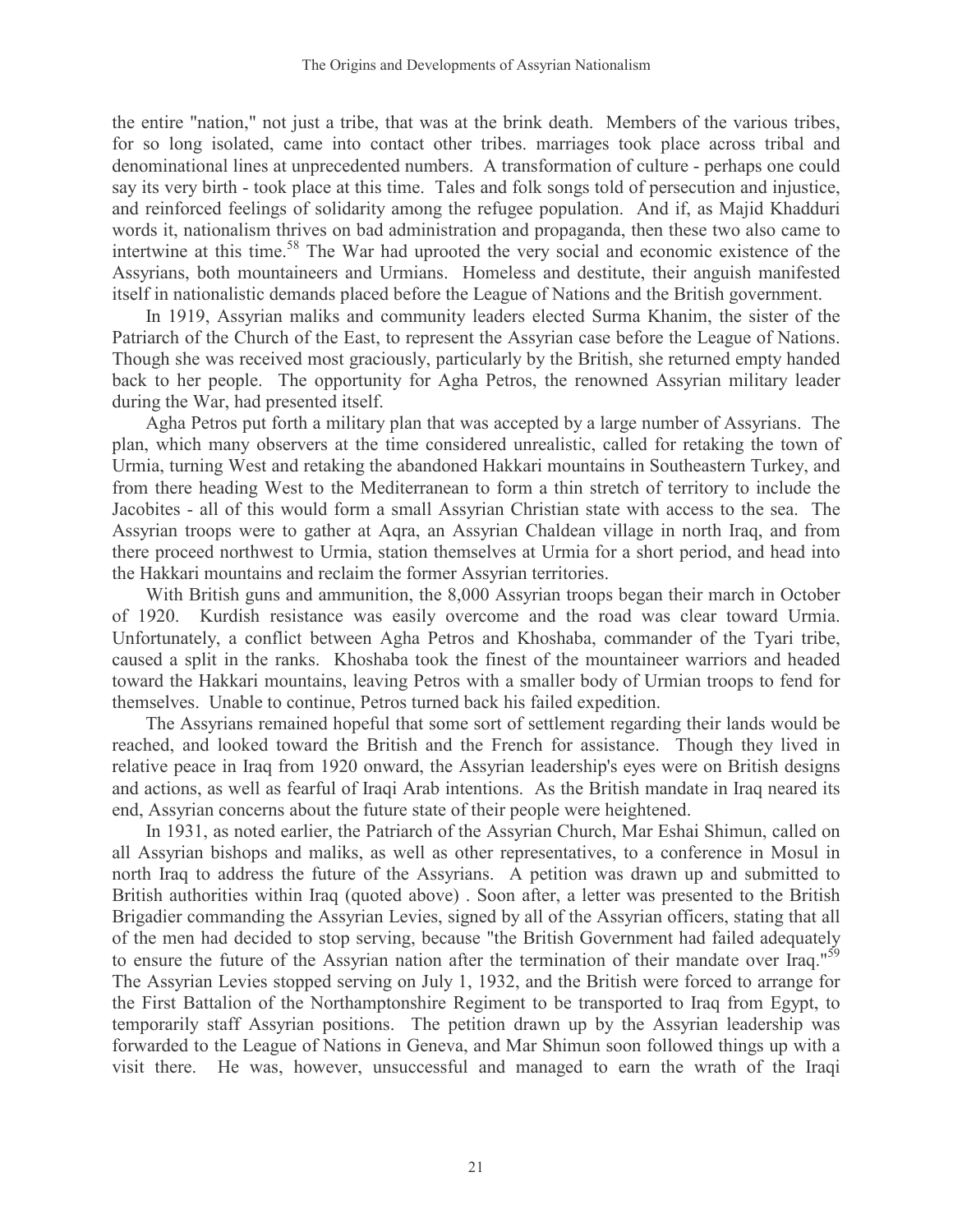the entire "nation," not just a tribe, that was at the brink death. Members of the various tribes, for so long isolated, came into contact other tribes. marriages took place across tribal and denominational lines at unprecedented numbers. A transformation of culture - perhaps one could say its very birth - took place at this time. Tales and folk songs told of persecution and injustice, and reinforced feelings of solidarity among the refugee population. And if, as Majid Khadduri words it, nationalism thrives on bad administration and propaganda, then these two also came to intertwine at this time.[58] The War had uprooted the very social and economic existence of the Assyrians, both mountaineers and Urmians. Homeless and destitute, their anguish manifested itself in nationalistic demands placed before the League of Nations and the British government.

In 1919, Assyrian maliks and community leaders elected Surma Khanim, the sister of the Patriarch of the Church of the East, to represent the Assyrian case before the League of Nations. Though she was received most graciously, particularly by the British, she returned empty handed back to her people. The opportunity for Agha Petros, the renowned Assyrian military leader during the War, had presented itself.

Agha Petros put forth a military plan that was accepted by a large number of Assyrians. The plan, which many observers at the time considered unrealistic, called for retaking the town of Urmia, turning West and retaking the abandoned Hakkari mountains in Southeastern Turkey, and from there heading West to the Mediterranean to form a thin stretch of territory to include the Jacobites - all of this would form a small Assyrian Christian state with access to the sea. The Assyrian troops were to gather at Aqra, an Assyrian Chaldean village in north Iraq, and from there proceed northwest to Urmia, station themselves at Urmia for a short period, and head into the Hakkari mountains and reclaim the former Assyrian territories.

With British guns and ammunition, the 8,000 Assyrian troops began their march in October of 1920. Kurdish resistance was easily overcome and the road was clear toward Urmia. Unfortunately, a conflict between Agha Petros and Khoshaba, commander of the Tyari tribe, caused a split in the ranks. Khoshaba took the finest of the mountaineer warriors and headed toward the Hakkari mountains, leaving Petros with a smaller body of Urmian troops to fend for themselves. Unable to continue, Petros turned back his failed expedition.

The Assyrians remained hopeful that some sort of settlement regarding their lands would be reached, and looked toward the British and the French for assistance. Though they lived in relative peace in Iraq from 1920 onward, the Assyrian leadership's eyes were on British designs and actions, as well as fearful of Iraqi Arab intentions. As the British mandate in Iraq neared its end, Assyrian concerns about the future state of their people were heightened.

In 1931, as noted earlier, the Patriarch of the Assyrian Church, Mar Eshai Shimun, called on all Assyrian bishops and maliks, as well as other representatives, to a conference in Mosul in north Iraq to address the future of the Assyrians. A petition was drawn up and submitted to British authorities within Iraq (quoted above) . Soon after, a letter was presented to the British Brigadier commanding the Assyrian Levies, signed by all of the Assyrian officers, stating that all of the men had decided to stop serving, because "the British Government had failed adequately to ensure the future of the Assyrian nation after the termination of their mandate over Iraq."[59] The Assyrian Levies stopped serving on July 1, 1932, and the British were forced to arrange for the First Battalion of the Northamptonshire Regiment to be transported to Iraq from Egypt, to temporarily staff Assyrian positions. The petition drawn up by the Assyrian leadership was forwarded to the League of Nations in Geneva, and Mar Shimun soon followed things up with a visit there. He was, however, unsuccessful and managed to earn the wrath of the Iraqi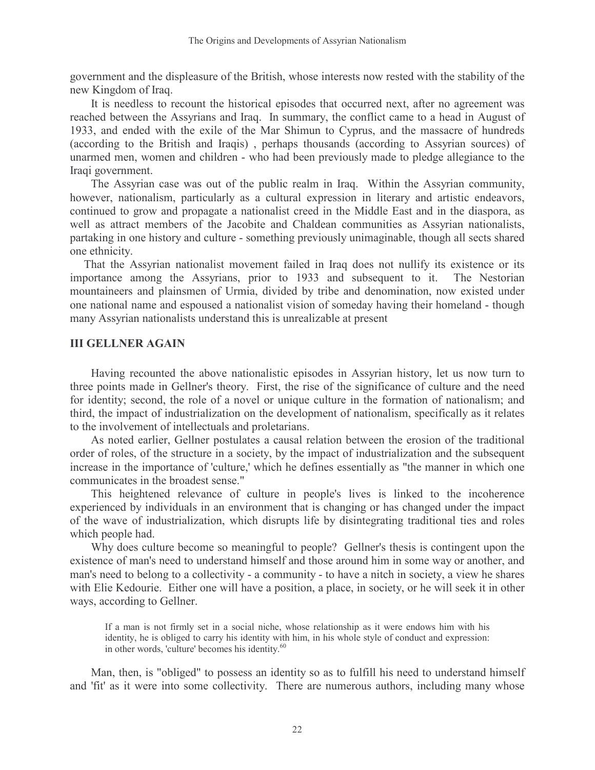government and the displeasure of the British, whose interests now rested with the stability of the new Kingdom of Iraq.

It is needless to recount the historical episodes that occurred next, after no agreement was reached between the Assyrians and Iraq. In summary, the conflict came to a head in August of 1933, and ended with the exile of the Mar Shimun to Cyprus, and the massacre of hundreds (according to the British and Iraqis) , perhaps thousands (according to Assyrian sources) of unarmed men, women and children - who had been previously made to pledge allegiance to the Iraqi government.

The Assyrian case was out of the public realm in Iraq. Within the Assyrian community, however, nationalism, particularly as a cultural expression in literary and artistic endeavors, continued to grow and propagate a nationalist creed in the Middle East and in the diaspora, as well as attract members of the Jacobite and Chaldean communities as Assyrian nationalists, partaking in one history and culture - something previously unimaginable, though all sects shared one ethnicity.

That the Assyrian nationalist movement failed in Iraq does not nullify its existence or its importance among the Assyrians, prior to 1933 and subsequent to it. The Nestorian mountaineers and plainsmen of Urmia, divided by tribe and denomination, now existed under one national name and espoused a nationalist vision of someday having their homeland - though many Assyrian nationalists understand this is unrealizable at present

## III GELLNER AGAIN

Having recounted the above nationalistic episodes in Assyrian history, let us now turn to three points made in Gellner's theory. First, the rise of the significance of culture and the need for identity; second, the role of a novel or unique culture in the formation of nationalism; and third, the impact of industrialization on the development of nationalism, specifically as it relates to the involvement of intellectuals and proletarians.

As noted earlier, Gellner postulates a causal relation between the erosion of the traditional order of roles, of the structure in a society, by the impact of industrialization and the subsequent increase in the importance of 'culture,' which he defines essentially as "the manner in which one communicates in the broadest sense."

This heightened relevance of culture in people's lives is linked to the incoherence experienced by individuals in an environment that is changing or has changed under the impact of the wave of industrialization, which disrupts life by disintegrating traditional ties and roles which people had.

Why does culture become so meaningful to people? Gellner's thesis is contingent upon the existence of man's need to understand himself and those around him in some way or another, and man's need to belong to a collectivity - a community - to have a nitch in society, a view he shares with Elie Kedourie. Either one will have a position, a place, in society, or he will seek it in other ways, according to Gellner.

> If a man is not firmly set in a social niche, whose relationship as it were endows him with his identity, he is obliged to carry his identity with him, in his whole style of conduct and expression: in other words, 'culture' becomes his identity.[60]

Man, then, is "obliged" to possess an identity so as to fulfill his need to understand himself and 'fit' as it were into some collectivity. There are numerous authors, including many whose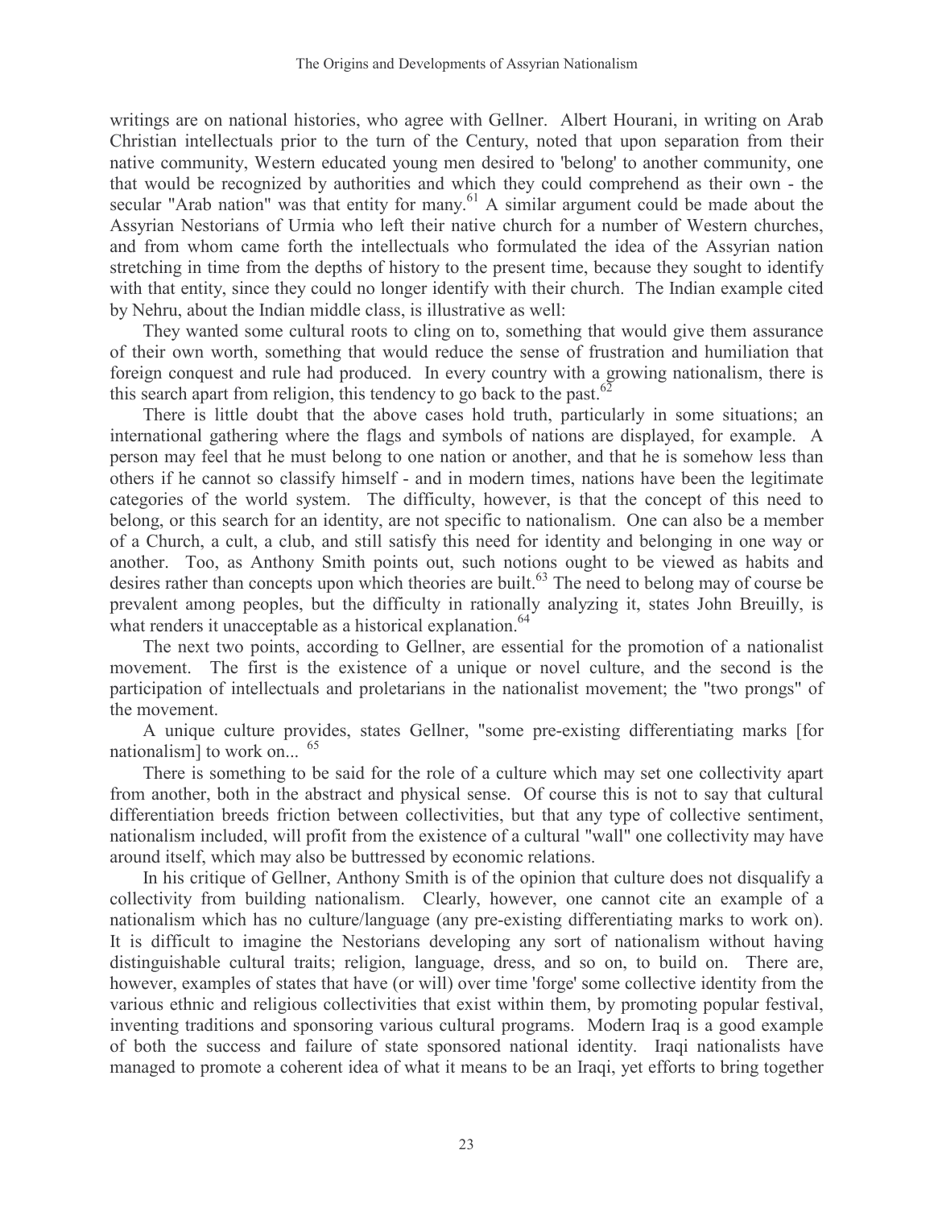writings are on national histories, who agree with Gellner. Albert Hourani, in writing on Arab Christian intellectuals prior to the turn of the Century, noted that upon separation from their native community, Western educated young men desired to 'belong' to another community, one that would be recognized by authorities and which they could comprehend as their own - the secular "Arab nation" was that entity for many.[61] A similar argument could be made about the Assyrian Nestorians of Urmia who left their native church for a number of Western churches, and from whom came forth the intellectuals who formulated the idea of the Assyrian nation stretching in time from the depths of history to the present time, because they sought to identify with that entity, since they could no longer identify with their church. The Indian example cited by Nehru, about the Indian middle class, is illustrative as well:

They wanted some cultural roots to cling on to, something that would give them assurance of their own worth, something that would reduce the sense of frustration and humiliation that foreign conquest and rule had produced. In every country with a growing nationalism, there is this search apart from religion, this tendency to go back to the past.[62]

There is little doubt that the above cases hold truth, particularly in some situations; an international gathering where the flags and symbols of nations are displayed, for example. A person may feel that he must belong to one nation or another, and that he is somehow less than others if he cannot so classify himself - and in modern times, nations have been the legitimate categories of the world system. The difficulty, however, is that the concept of this need to belong, or this search for an identity, are not specific to nationalism. One can also be a member of a Church, a cult, a club, and still satisfy this need for identity and belonging in one way or another. Too, as Anthony Smith points out, such notions ought to be viewed as habits and desires rather than concepts upon which theories are built.[63] The need to belong may of course be prevalent among peoples, but the difficulty in rationally analyzing it, states John Breuilly, is what renders it unacceptable as a historical explanation.[64]

The next two points, according to Gellner, are essential for the promotion of a nationalist movement. The first is the existence of a unique or novel culture, and the second is the participation of intellectuals and proletarians in the nationalist movement; the "two prongs" of the movement.

A unique culture provides, states Gellner, "some pre-existing differentiating marks [for nationalism] to work on... [65]

There is something to be said for the role of a culture which may set one collectivity apart from another, both in the abstract and physical sense. Of course this is not to say that cultural differentiation breeds friction between collectivities, but that any type of collective sentiment, nationalism included, will profit from the existence of a cultural "wall" one collectivity may have around itself, which may also be buttressed by economic relations.

In his critique of Gellner, Anthony Smith is of the opinion that culture does not disqualify a collectivity from building nationalism. Clearly, however, one cannot cite an example of a nationalism which has no culture/language (any pre-existing differentiating marks to work on). It is difficult to imagine the Nestorians developing any sort of nationalism without having distinguishable cultural traits; religion, language, dress, and so on, to build on. There are, however, examples of states that have (or will) over time 'forge' some collective identity from the various ethnic and religious collectivities that exist within them, by promoting popular festival, inventing traditions and sponsoring various cultural programs. Modern Iraq is a good example of both the success and failure of state sponsored national identity. Iraqi nationalists have managed to promote a coherent idea of what it means to be an Iraqi, yet efforts to bring together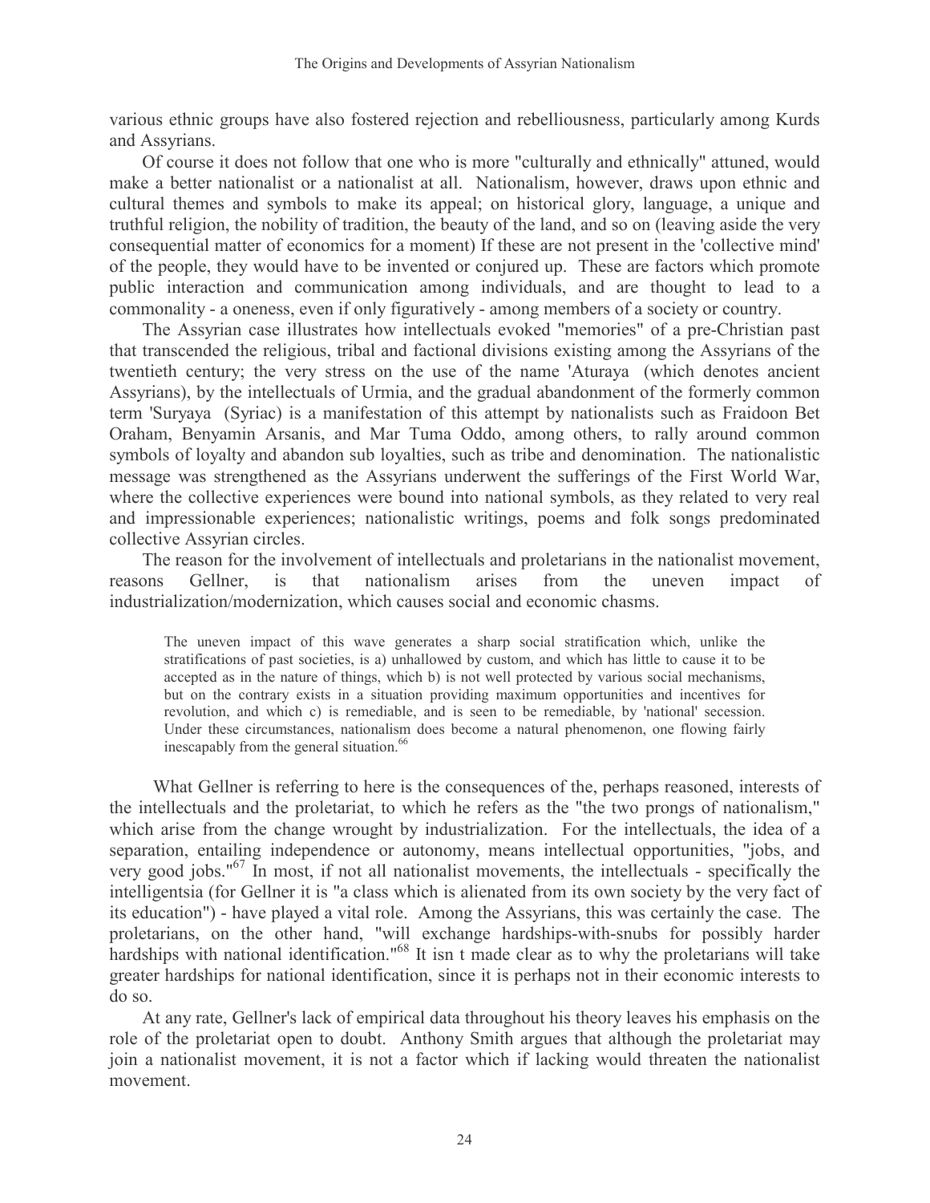various ethnic groups have also fostered rejection and rebelliousness, particularly among Kurds and Assyrians.

Of course it does not follow that one who is more "culturally and ethnically" attuned, would make a better nationalist or a nationalist at all. Nationalism, however, draws upon ethnic and cultural themes and symbols to make its appeal; on historical glory, language, a unique and truthful religion, the nobility of tradition, the beauty of the land, and so on (leaving aside the very consequential matter of economics for a moment) If these are not present in the 'collective mind' of the people, they would have to be invented or conjured up. These are factors which promote public interaction and communication among individuals, and are thought to lead to a commonality - a oneness, even if only figuratively - among members of a society or country.

The Assyrian case illustrates how intellectuals evoked "memories" of a pre-Christian past that transcended the religious, tribal and factional divisions existing among the Assyrians of the twentieth century; the very stress on the use of the name 'Aturaya (which denotes ancient Assyrians), by the intellectuals of Urmia, and the gradual abandonment of the formerly common term 'Suryaya (Syriac) is a manifestation of this attempt by nationalists such as Fraidoon Bet Oraham, Benyamin Arsanis, and Mar Tuma Oddo, among others, to rally around common symbols of loyalty and abandon sub loyalties, such as tribe and denomination. The nationalistic message was strengthened as the Assyrians underwent the sufferings of the First World War, where the collective experiences were bound into national symbols, as they related to very real and impressionable experiences; nationalistic writings, poems and folk songs predominated collective Assyrian circles.

The reason for the involvement of intellectuals and proletarians in the nationalist movement, reasons Gellner, is that nationalism arises from the uneven impact of industrialization/modernization, which causes social and economic chasms.

> The uneven impact of this wave generates a sharp social stratification which, unlike the stratifications of past societies, is a) unhallowed by custom, and which has little to cause it to be accepted as in the nature of things, which b) is not well protected by various social mechanisms, but on the contrary exists in a situation providing maximum opportunities and incentives for revolution, and which c) is remediable, and is seen to be remediable, by 'national' secession. Under these circumstances, nationalism does become a natural phenomenon, one flowing fairly inescapably from the general situation.[66]

What Gellner is referring to here is the consequences of the, perhaps reasoned, interests of the intellectuals and the proletariat, to which he refers as the "the two prongs of nationalism," which arise from the change wrought by industrialization. For the intellectuals, the idea of a separation, entailing independence or autonomy, means intellectual opportunities, "jobs, and very good jobs."[67] In most, if not all nationalist movements, the intellectuals - specifically the intelligentsia (for Gellner it is "a class which is alienated from its own society by the very fact of its education") - have played a vital role. Among the Assyrians, this was certainly the case. The proletarians, on the other hand, "will exchange hardships-with-snubs for possibly harder hardships with national identification."[68] It isn t made clear as to why the proletarians will take greater hardships for national identification, since it is perhaps not in their economic interests to do so.

At any rate, Gellner's lack of empirical data throughout his theory leaves his emphasis on the role of the proletariat open to doubt. Anthony Smith argues that although the proletariat may join a nationalist movement, it is not a factor which if lacking would threaten the nationalist movement.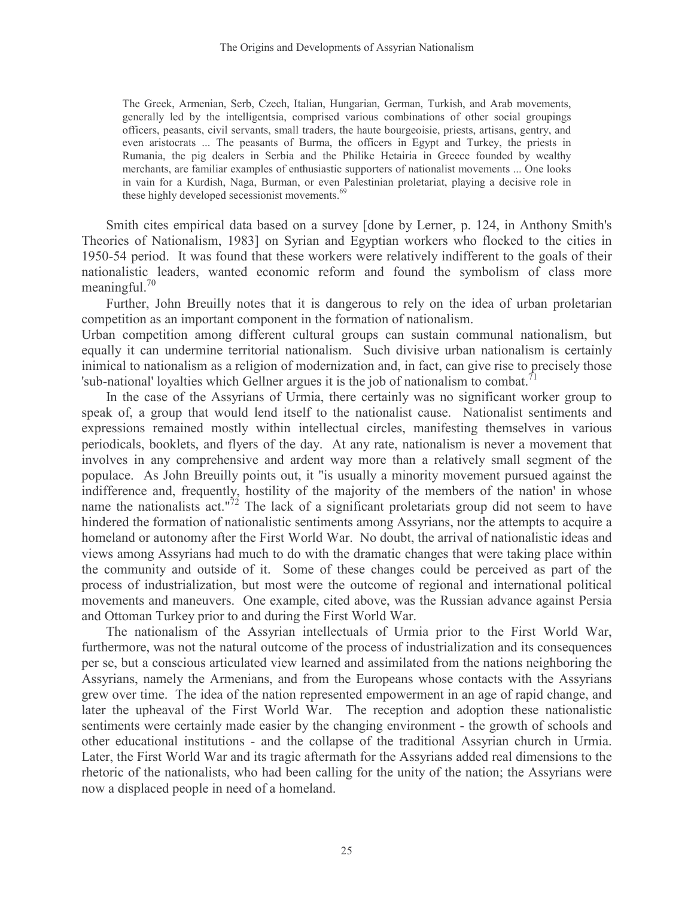> The Greek, Armenian, Serb, Czech, Italian, Hungarian, German, Turkish, and Arab movements, generally led by the intelligentsia, comprised various combinations of other social groupings officers, peasants, civil servants, small traders, the haute bourgeoisie, priests, artisans, gentry, and even aristocrats ... The peasants of Burma, the officers in Egypt and Turkey, the priests in Rumania, the pig dealers in Serbia and the Philike Hetairia in Greece founded by wealthy merchants, are familiar examples of enthusiastic supporters of nationalist movements ... One looks in vain for a Kurdish, Naga, Burman, or even Palestinian proletariat, playing a decisive role in these highly developed secessionist movements.[69]

Smith cites empirical data based on a survey [done by Lerner, p. 124, in Anthony Smith's Theories of Nationalism, 1983] on Syrian and Egyptian workers who flocked to the cities in 1950-54 period. It was found that these workers were relatively indifferent to the goals of their nationalistic leaders, wanted economic reform and found the symbolism of class more meaningful.[70]

Further, John Breuilly notes that it is dangerous to rely on the idea of urban proletarian competition as an important component in the formation of nationalism.

Urban competition among different cultural groups can sustain communal nationalism, but equally it can undermine territorial nationalism. Such divisive urban nationalism is certainly inimical to nationalism as a religion of modernization and, in fact, can give rise to precisely those 'sub-national' loyalties which Gellner argues it is the job of nationalism to combat.[71]

In the case of the Assyrians of Urmia, there certainly was no significant worker group to speak of, a group that would lend itself to the nationalist cause. Nationalist sentiments and expressions remained mostly within intellectual circles, manifesting themselves in various periodicals, booklets, and flyers of the day. At any rate, nationalism is never a movement that involves in any comprehensive and ardent way more than a relatively small segment of the populace. As John Breuilly points out, it "is usually a minority movement pursued against the indifference and, frequently, hostility of the majority of the members of the nation' in whose name the nationalists act."[72] The lack of a significant proletariats group did not seem to have hindered the formation of nationalistic sentiments among Assyrians, nor the attempts to acquire a homeland or autonomy after the First World War. No doubt, the arrival of nationalistic ideas and views among Assyrians had much to do with the dramatic changes that were taking place within the community and outside of it. Some of these changes could be perceived as part of the process of industrialization, but most were the outcome of regional and international political movements and maneuvers. One example, cited above, was the Russian advance against Persia and Ottoman Turkey prior to and during the First World War.

The nationalism of the Assyrian intellectuals of Urmia prior to the First World War, furthermore, was not the natural outcome of the process of industrialization and its consequences per se, but a conscious articulated view learned and assimilated from the nations neighboring the Assyrians, namely the Armenians, and from the Europeans whose contacts with the Assyrians grew over time. The idea of the nation represented empowerment in an age of rapid change, and later the upheaval of the First World War. The reception and adoption these nationalistic sentiments were certainly made easier by the changing environment - the growth of schools and other educational institutions - and the collapse of the traditional Assyrian church in Urmia. Later, the First World War and its tragic aftermath for the Assyrians added real dimensions to the rhetoric of the nationalists, who had been calling for the unity of the nation; the Assyrians were now a displaced people in need of a homeland.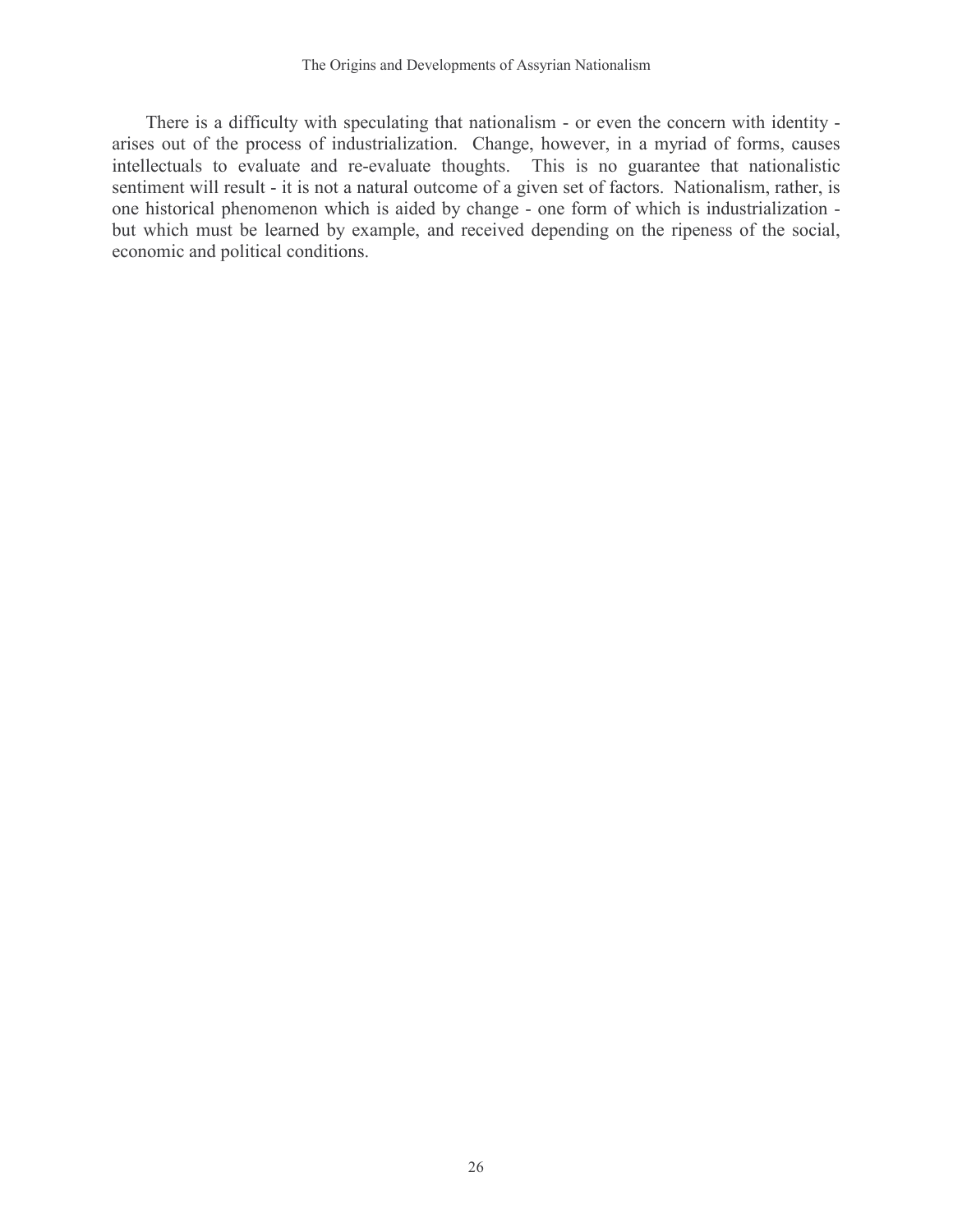There is a difficulty with speculating that nationalism - or even the concern with identity - arises out of the process of industrialization. Change, however, in a myriad of forms, causes intellectuals to evaluate and re-evaluate thoughts. This is no guarantee that nationalistic sentiment will result - it is not a natural outcome of a given set of factors. Nationalism, rather, is one historical phenomenon which is aided by change - one form of which is industrialization - but which must be learned by example, and received depending on the ripeness of the social, economic and political conditions.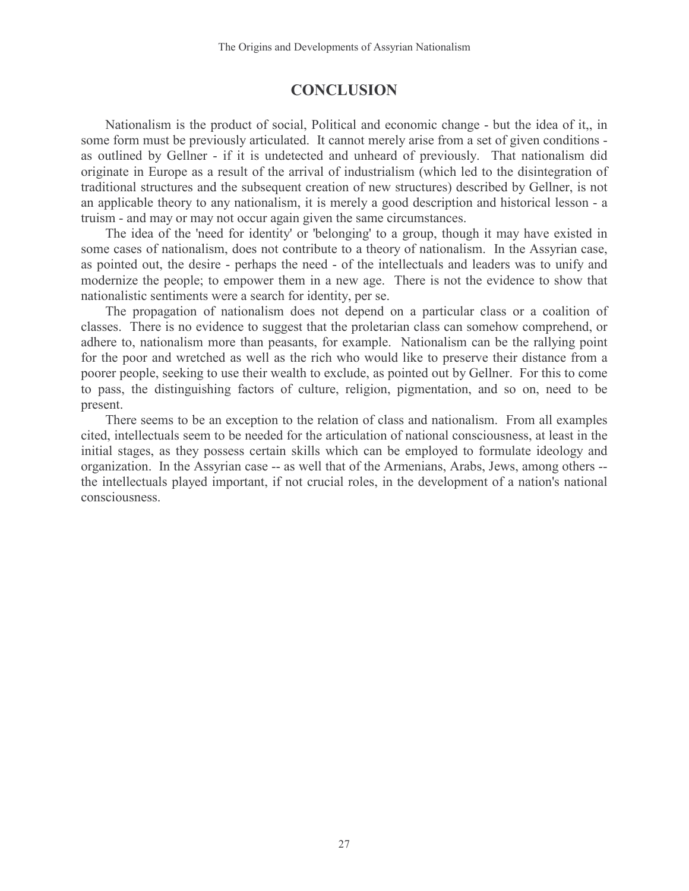# CONCLUSION

Nationalism is the product of social, Political and economic change - but the idea of it,, in some form must be previously articulated. It cannot merely arise from a set of given conditions - as outlined by Gellner - if it is undetected and unheard of previously. That nationalism did originate in Europe as a result of the arrival of industrialism (which led to the disintegration of traditional structures and the subsequent creation of new structures) described by Gellner, is not an applicable theory to any nationalism, it is merely a good description and historical lesson - a truism - and may or may not occur again given the same circumstances.

The idea of the 'need for identity' or 'belonging' to a group, though it may have existed in some cases of nationalism, does not contribute to a theory of nationalism. In the Assyrian case, as pointed out, the desire - perhaps the need - of the intellectuals and leaders was to unify and modernize the people; to empower them in a new age. There is not the evidence to show that nationalistic sentiments were a search for identity, per se.

The propagation of nationalism does not depend on a particular class or a coalition of classes. There is no evidence to suggest that the proletarian class can somehow comprehend, or adhere to, nationalism more than peasants, for example. Nationalism can be the rallying point for the poor and wretched as well as the rich who would like to preserve their distance from a poorer people, seeking to use their wealth to exclude, as pointed out by Gellner. For this to come to pass, the distinguishing factors of culture, religion, pigmentation, and so on, need to be present.

There seems to be an exception to the relation of class and nationalism. From all examples cited, intellectuals seem to be needed for the articulation of national consciousness, at least in the initial stages, as they possess certain skills which can be employed to formulate ideology and organization. In the Assyrian case -- as well that of the Armenians, Arabs, Jews, among others -- the intellectuals played important, if not crucial roles, in the development of a nation's national consciousness.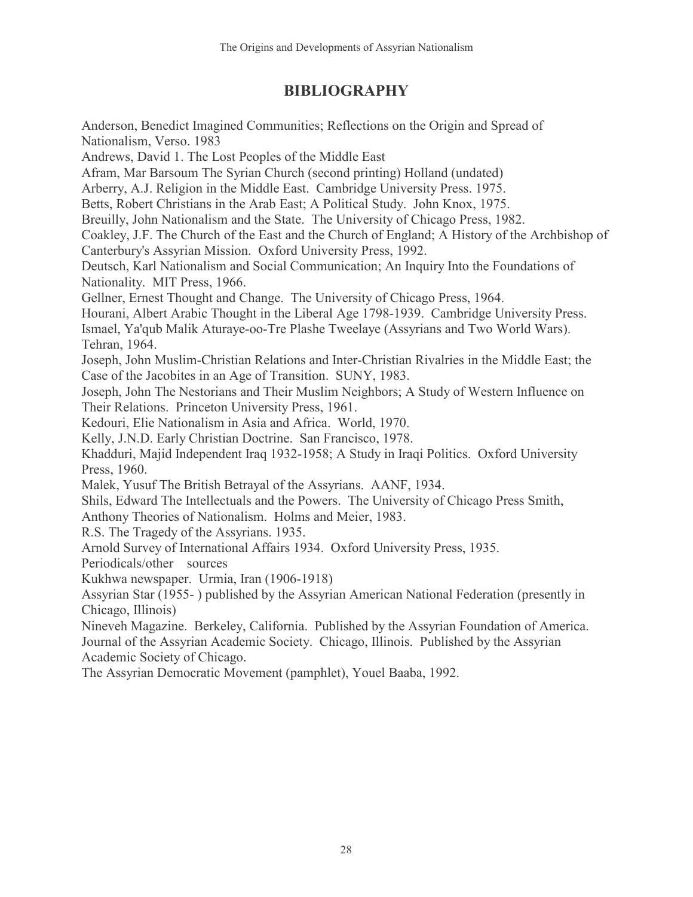# BIBLIOGRAPHY

Anderson, Benedict Imagined Communities; Reflections on the Origin and Spread of Nationalism, Verso. 1983

Andrews, David 1. The Lost Peoples of the Middle East

Afram, Mar Barsoum The Syrian Church (second printing) Holland (undated)

Arberry, A.J. Religion in the Middle East. Cambridge University Press. 1975.

Betts, Robert Christians in the Arab East; A Political Study. John Knox, 1975.

Breuilly, John Nationalism and the State. The University of Chicago Press, 1982.

Coakley, J.F. The Church of the East and the Church of England; A History of the Archbishop of Canterbury's Assyrian Mission. Oxford University Press, 1992.

Deutsch, Karl Nationalism and Social Communication; An Inquiry Into the Foundations of Nationality. MIT Press, 1966.

Gellner, Ernest Thought and Change. The University of Chicago Press, 1964.

Hourani, Albert Arabic Thought in the Liberal Age 1798-1939. Cambridge University Press.

Ismael, Ya'qub Malik Aturaye-oo-Tre Plashe Tweelaye (Assyrians and Two World Wars). Tehran, 1964.

Joseph, John Muslim-Christian Relations and Inter-Christian Rivalries in the Middle East; the Case of the Jacobites in an Age of Transition. SUNY, 1983.

Joseph, John The Nestorians and Their Muslim Neighbors; A Study of Western Influence on Their Relations. Princeton University Press, 1961.

Kedouri, Elie Nationalism in Asia and Africa. World, 1970.

Kelly, J.N.D. Early Christian Doctrine. San Francisco, 1978.

Khadduri, Majid Independent Iraq 1932-1958; A Study in Iraqi Politics. Oxford University Press, 1960.

Malek, Yusuf The British Betrayal of the Assyrians. AANF, 1934.

Shils, Edward The Intellectuals and the Powers. The University of Chicago Press Smith, Anthony Theories of Nationalism. Holms and Meier, 1983.

R.S. The Tragedy of the Assyrians. 1935.

Arnold Survey of International Affairs 1934. Oxford University Press, 1935.

Periodicals/other sources

Kukhwa newspaper. Urmia, Iran (1906-1918)

Assyrian Star (1955- ) published by the Assyrian American National Federation (presently in Chicago, Illinois)

Nineveh Magazine. Berkeley, California. Published by the Assyrian Foundation of America.

Journal of the Assyrian Academic Society. Chicago, Illinois. Published by the Assyrian Academic Society of Chicago.

The Assyrian Democratic Movement (pamphlet), Youel Baaba, 1992.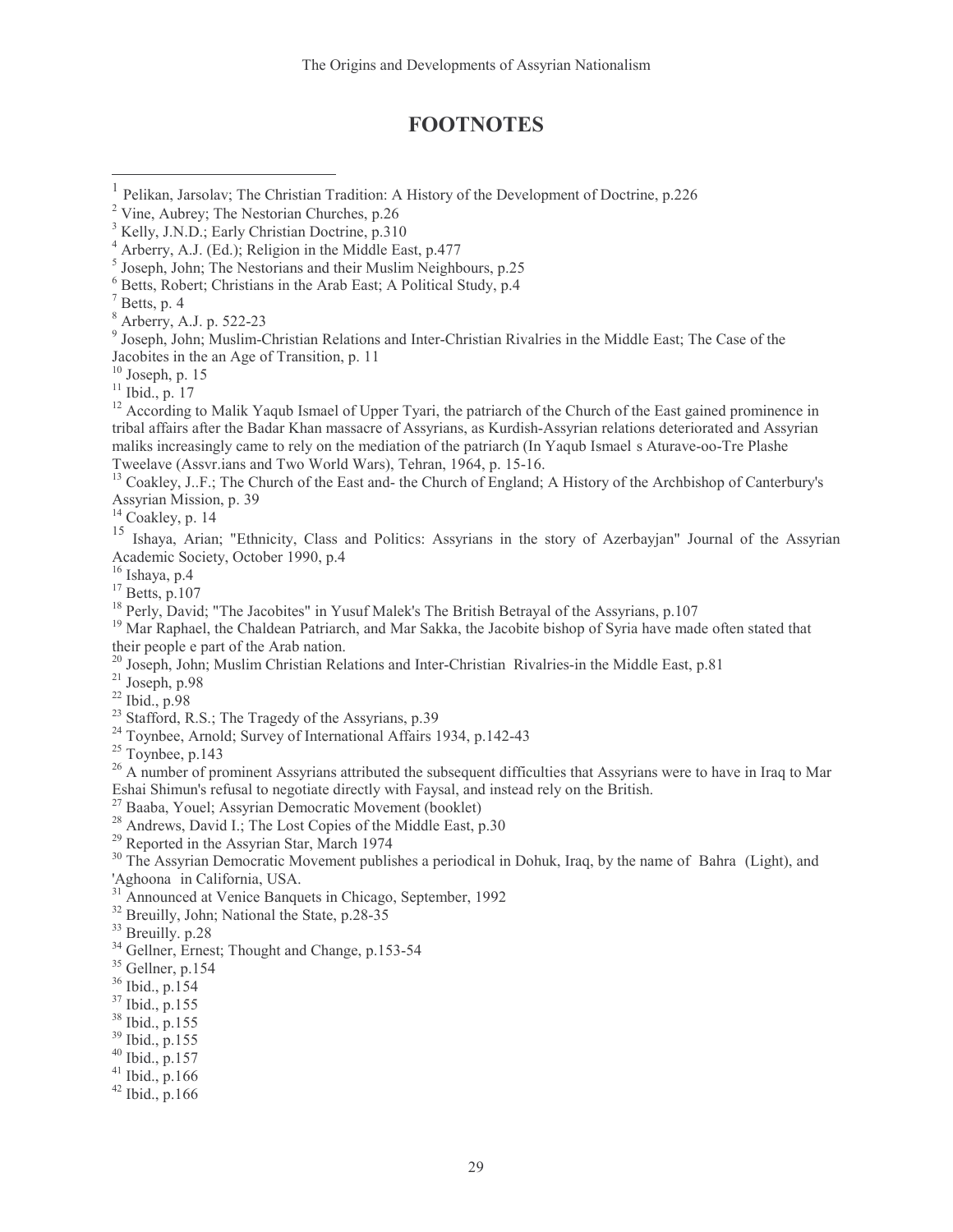# FOOTNOTES

[1] Pelikan, Jarsolav; The Christian Tradition: A History of the Development of Doctrine, p.226

[2] Vine, Aubrey; The Nestorian Churches, p.26

[3] Kelly, J.N.D.; Early Christian Doctrine, p.310

[4] Arberry, A.J. (Ed.); Religion in the Middle East, p.477

[5] Joseph, John; The Nestorians and their Muslim Neighbours, p.25

[6] Betts, Robert; Christians in the Arab East; A Political Study, p.4

[7] Betts, p. 4

[8] Arberry, A.J. p. 522-23

[9] Joseph, John; Muslim-Christian Relations and Inter-Christian Rivalries in the Middle East; The Case of the Jacobites in the an Age of Transition, p. 11

[10] Joseph, p. 15

[11] Ibid., p. 17

[12] According to Malik Yaqub Ismael of Upper Tyari, the patriarch of the Church of the East gained prominence in tribal affairs after the Badar Khan massacre of Assyrians, as Kurdish-Assyrian relations deteriorated and Assyrian maliks increasingly came to rely on the mediation of the patriarch (In Yaqub Ismael s Aturave-oo-Tre Plashe Tweelave (Assvr.ians and Two World Wars), Tehran, 1964, p. 15-16.

[13] Coakley, J..F.; The Church of the East and- the Church of England; A History of the Archbishop of Canterbury's Assyrian Mission, p. 39

[14] Coakley, p. 14

[15] Ishaya, Arian; "Ethnicity, Class and Politics: Assyrians in the story of Azerbayjan" Journal of the Assyrian Academic Society, October 1990, p.4

[16] Ishaya, p.4

[17] Betts, p.107

[18] Perly, David; "The Jacobites" in Yusuf Malek's The British Betrayal of the Assyrians, p.107

[19] Mar Raphael, the Chaldean Patriarch, and Mar Sakka, the Jacobite bishop of Syria have made often stated that their people e part of the Arab nation.

[20] Joseph, John; Muslim Christian Relations and Inter-Christian Rivalries-in the Middle East, p.81

[21] Joseph, p.98

[22] Ibid., p.98

[23] Stafford, R.S.; The Tragedy of the Assyrians, p.39

[24] Toynbee, Arnold; Survey of International Affairs 1934, p.142-43

[25] Toynbee, p.143

[26] A number of prominent Assyrians attributed the subsequent difficulties that Assyrians were to have in Iraq to Mar Eshai Shimun's refusal to negotiate directly with Faysal, and instead rely on the British.

[27] Baaba, Youel; Assyrian Democratic Movement (booklet)

[28] Andrews, David I.; The Lost Copies of the Middle East, p.30

[29] Reported in the Assyrian Star, March 1974

[30] The Assyrian Democratic Movement publishes a periodical in Dohuk, Iraq, by the name of Bahra (Light), and 'Aghoona in California, USA.

[31] Announced at Venice Banquets in Chicago, September, 1992

[32] Breuilly, John; National the State, p.28-35

[33] Breuilly. p.28

[34] Gellner, Ernest; Thought and Change, p.153-54

[35] Gellner, p.154

[36] Ibid., p.154

[37] Ibid., p.155

[38] Ibid., p.155

[39] Ibid., p.155

[40] Ibid., p.157

[41] Ibid., p.166

[42] Ibid., p.166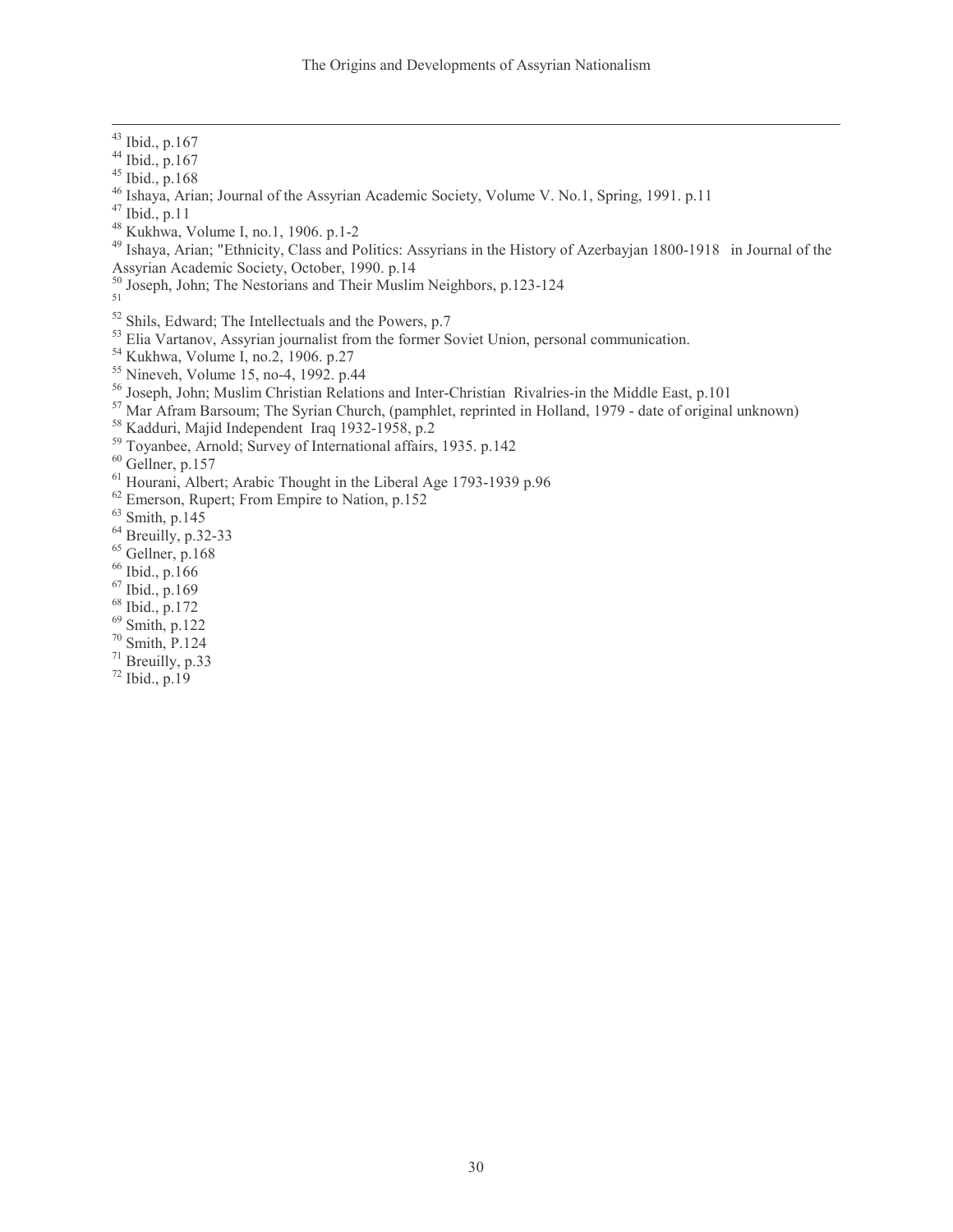[43] Ibid., p.167
[44] Ibid., p.167
[45] Ibid., p.168
[46] Ishaya, Arian; Journal of the Assyrian Academic Society, Volume V. No.1, Spring, 1991. p.11
[47] Ibid., p.11
[48] Kukhwa, Volume I, no.1, 1906. p.1-2
[49] Ishaya, Arian; "Ethnicity, Class and Politics: Assyrians in the History of Azerbayjan 1800-1918 in Journal of the Assyrian Academic Society, October, 1990. p.14
[50] Joseph, John; The Nestorians and Their Muslim Neighbors, p.123-124
[51]
[52] Shils, Edward; The Intellectuals and the Powers, p.7
[53] Elia Vartanov, Assyrian journalist from the former Soviet Union, personal communication.
[54] Kukhwa, Volume I, no.2, 1906. p.27
[55] Nineveh, Volume 15, no-4, 1992. p.44
[56] Joseph, John; Muslim Christian Relations and Inter-Christian Rivalries-in the Middle East, p.101
[57] Mar Afram Barsoum; The Syrian Church, (pamphlet, reprinted in Holland, 1979 - date of original unknown)
[58] Kadduri, Majid Independent Iraq 1932-1958, p.2
[59] Toyanbee, Arnold; Survey of International affairs, 1935. p.142
[60] Gellner, p.157
[61] Hourani, Albert; Arabic Thought in the Liberal Age 1793-1939 p.96
[62] Emerson, Rupert; From Empire to Nation, p.152
[63] Smith, p.145
[64] Breuilly, p.32-33
[65] Gellner, p.168
[66] Ibid., p.166
[67] Ibid., p.169
[68] Ibid., p.172
[69] Smith, p.122
[70] Smith, P.124
[71] Breuilly, p.33
[72] Ibid., p.19